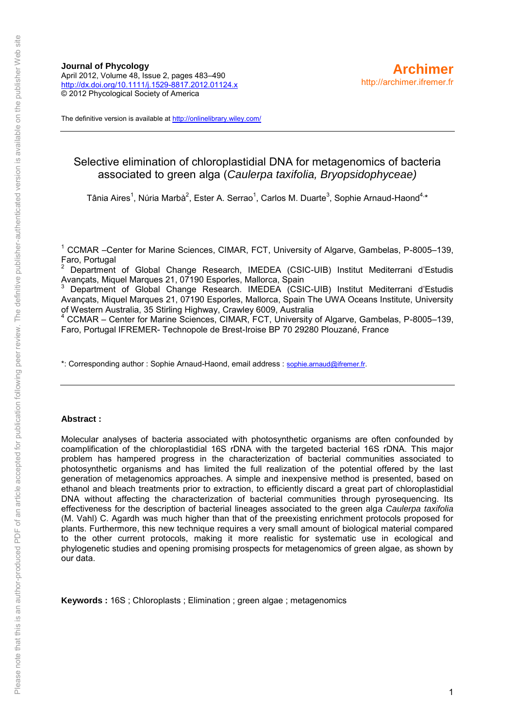**Journal of Phycology**
April 2012, Volume 48, Issue 2, pages 483–490
http://dx.doi.org/10.1111/j.1529-8817.2012.01124.x
© 2012 Phycological Society of America

**Archimer**
http://archimer.ifremer.fr

The definitive version is available at http://onlinelibrary.wiley.com/

# Selective elimination of chloroplastidial DNA for metagenomics of bacteria associated to green alga (*Caulerpa taxifolia, Bryopsidophyceae)*

Tânia Aires[1], Núria Marbà[2], Ester A. Serrao[1], Carlos M. Duarte[3], Sophie Arnaud-Haond[4,*]

[1] CCMAR –Center for Marine Sciences, CIMAR, FCT, University of Algarve, Gambelas, P-8005–139, Faro, Portugal
[2] Department of Global Change Research, IMEDEA (CSIC-UIB) Institut Mediterrani d'Estudis Avançats, Miquel Marques 21, 07190 Esporles, Mallorca, Spain
[3] Department of Global Change Research. IMEDEA (CSIC-UIB) Institut Mediterrani d'Estudis Avançats, Miquel Marques 21, 07190 Esporles, Mallorca, Spain The UWA Oceans Institute, University of Western Australia, 35 Stirling Highway, Crawley 6009, Australia
[4] CCMAR – Center for Marine Sciences, CIMAR, FCT, University of Algarve, Gambelas, P-8005–139, Faro, Portugal IFREMER- Technopole de Brest-Iroise BP 70 29280 Plouzané, France

*: Corresponding author : Sophie Arnaud-Haond, email address : sophie.arnaud@ifremer.fr.

**Abstract :**

Molecular analyses of bacteria associated with photosynthetic organisms are often confounded by coamplification of the chloroplastidial 16S rDNA with the targeted bacterial 16S rDNA. This major problem has hampered progress in the characterization of bacterial communities associated to photosynthetic organisms and has limited the full realization of the potential offered by the last generation of metagenomics approaches. A simple and inexpensive method is presented, based on ethanol and bleach treatments prior to extraction, to efficiently discard a great part of chloroplastidial DNA without affecting the characterization of bacterial communities through pyrosequencing. Its effectiveness for the description of bacterial lineages associated to the green alga *Caulerpa taxifolia* (M. Vahl) C. Agardh was much higher than that of the preexisting enrichment protocols proposed for plants. Furthermore, this new technique requires a very small amount of biological material compared to the other current protocols, making it more realistic for systematic use in ecological and phylogenetic studies and opening promising prospects for metagenomics of green algae, as shown by our data.

**Keywords :** 16S ; Chloroplasts ; Elimination ; green algae ; metagenomics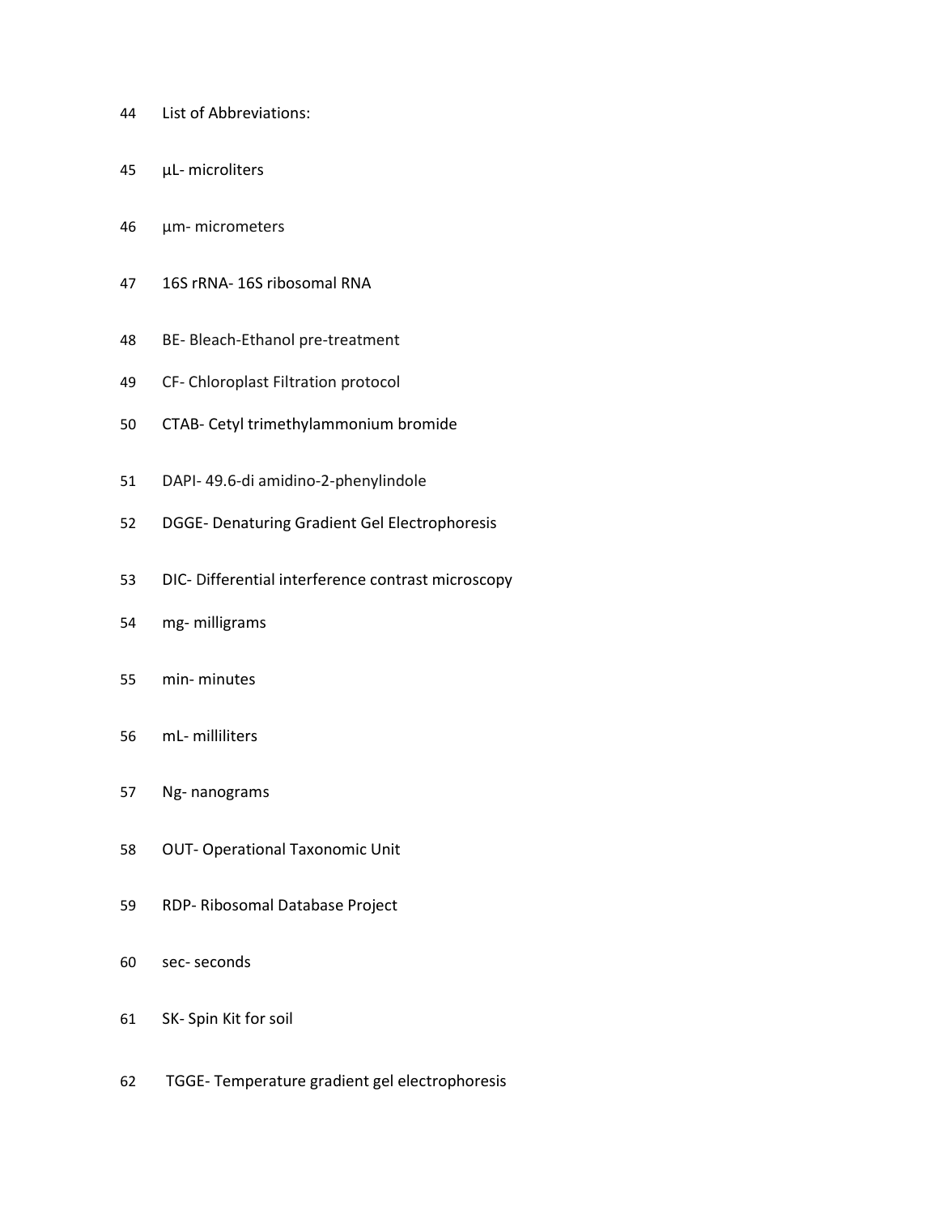List of Abbreviations:

μL- microliters

μm- micrometers

16S rRNA- 16S ribosomal RNA

BE- Bleach-Ethanol pre-treatment

CF- Chloroplast Filtration protocol

CTAB- Cetyl trimethylammonium bromide

DAPI- 49.6-di amidino-2-phenylindole

DGGE- Denaturing Gradient Gel Electrophoresis

DIC- Differential interference contrast microscopy

mg- milligrams

min- minutes

mL- milliliters

Ng- nanograms

OUT- Operational Taxonomic Unit

RDP- Ribosomal Database Project

sec- seconds

SK- Spin Kit for soil

TGGE- Temperature gradient gel electrophoresis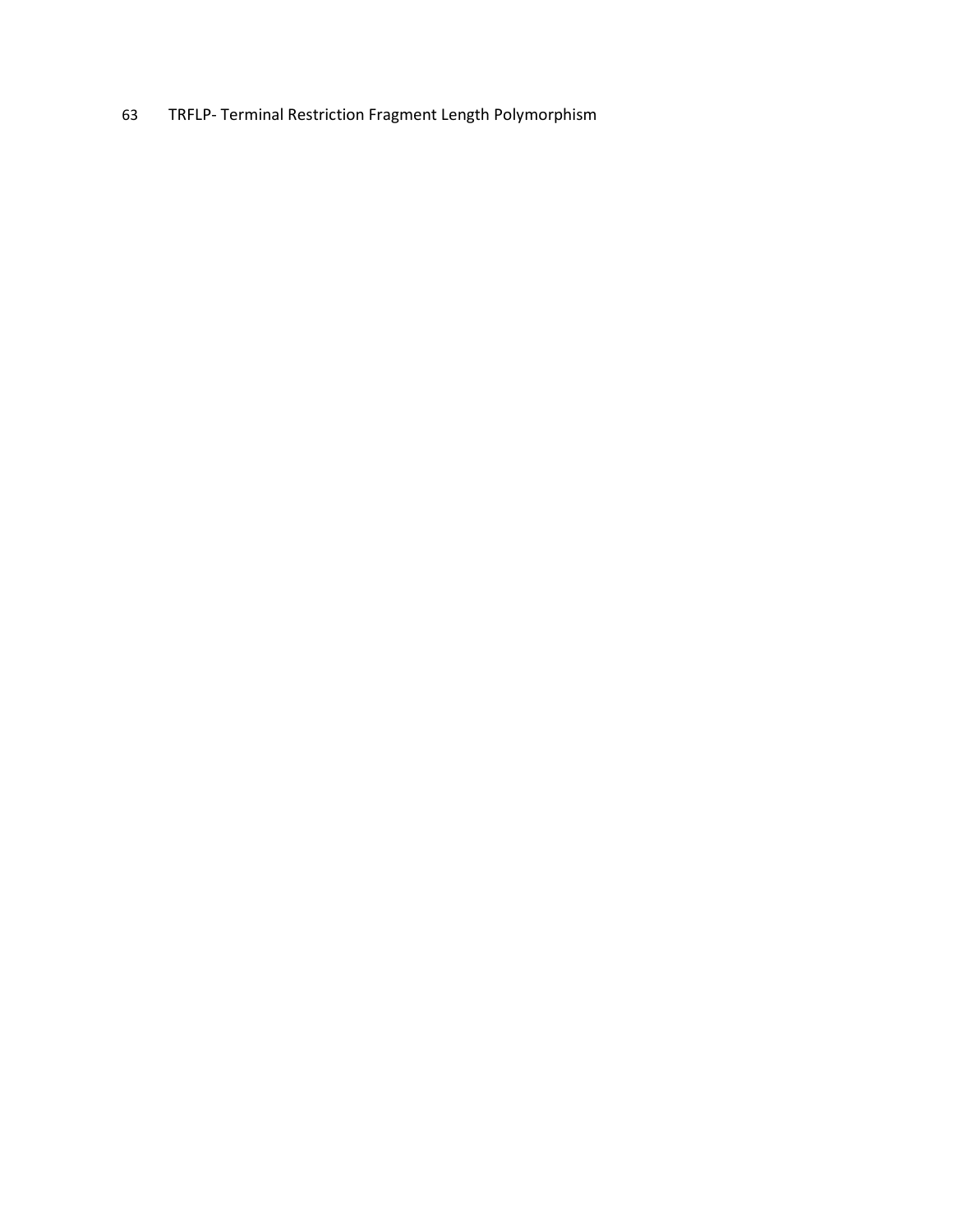TRFLP- Terminal Restriction Fragment Length Polymorphism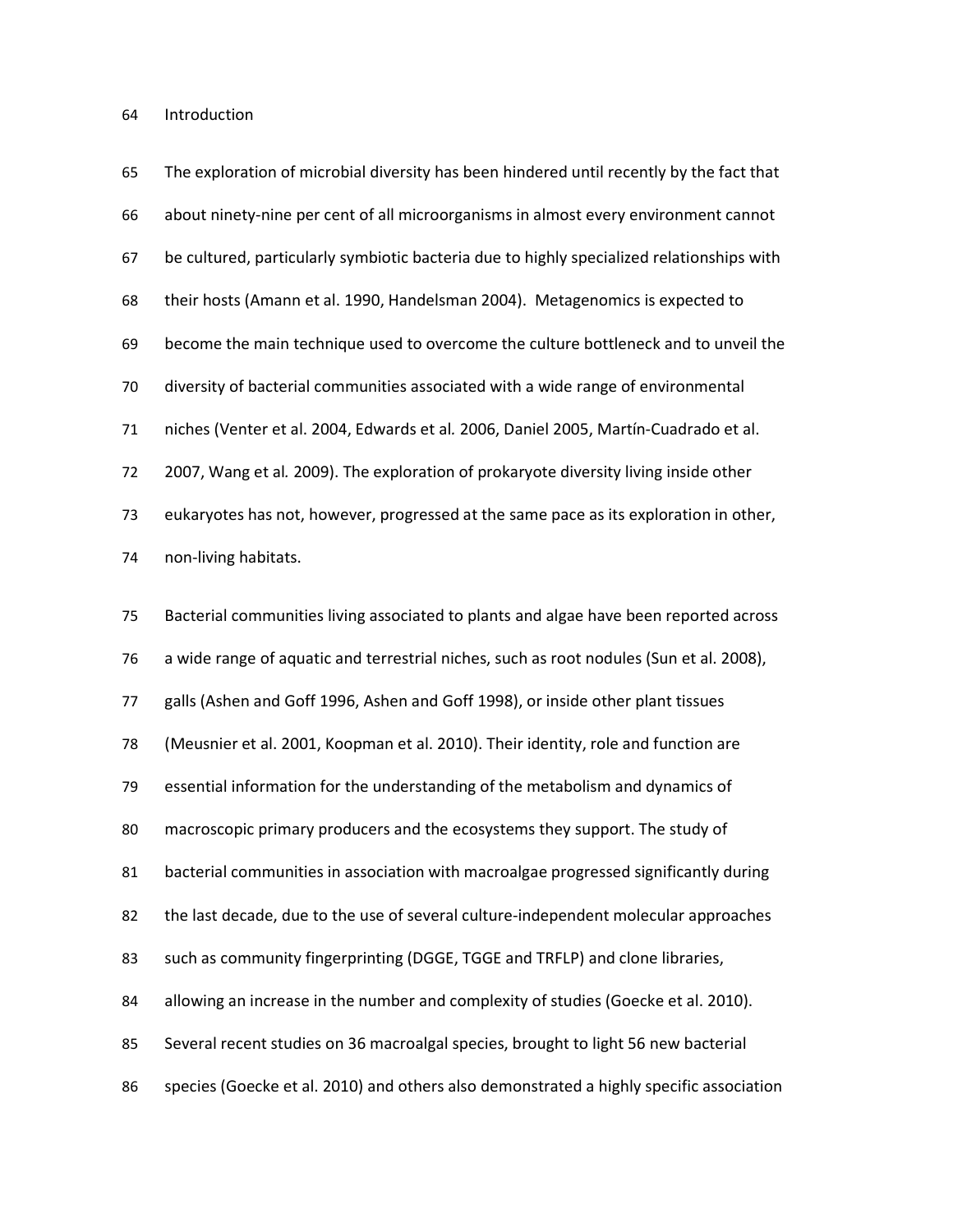## Introduction

The exploration of microbial diversity has been hindered until recently by the fact that about ninety-nine per cent of all microorganisms in almost every environment cannot be cultured, particularly symbiotic bacteria due to highly specialized relationships with their hosts (Amann et al. 1990, Handelsman 2004). Metagenomics is expected to become the main technique used to overcome the culture bottleneck and to unveil the diversity of bacterial communities associated with a wide range of environmental niches (Venter et al. 2004, Edwards et al*.* 2006, Daniel 2005, Martín-Cuadrado et al. 2007, Wang et al*.* 2009). The exploration of prokaryote diversity living inside other eukaryotes has not, however, progressed at the same pace as its exploration in other, non-living habitats.

Bacterial communities living associated to plants and algae have been reported across a wide range of aquatic and terrestrial niches, such as root nodules (Sun et al. 2008), galls (Ashen and Goff 1996, Ashen and Goff 1998), or inside other plant tissues (Meusnier et al. 2001, Koopman et al. 2010). Their identity, role and function are essential information for the understanding of the metabolism and dynamics of macroscopic primary producers and the ecosystems they support. The study of bacterial communities in association with macroalgae progressed significantly during the last decade, due to the use of several culture-independent molecular approaches such as community fingerprinting (DGGE, TGGE and TRFLP) and clone libraries, allowing an increase in the number and complexity of studies (Goecke et al. 2010). Several recent studies on 36 macroalgal species, brought to light 56 new bacterial species (Goecke et al. 2010) and others also demonstrated a highly specific association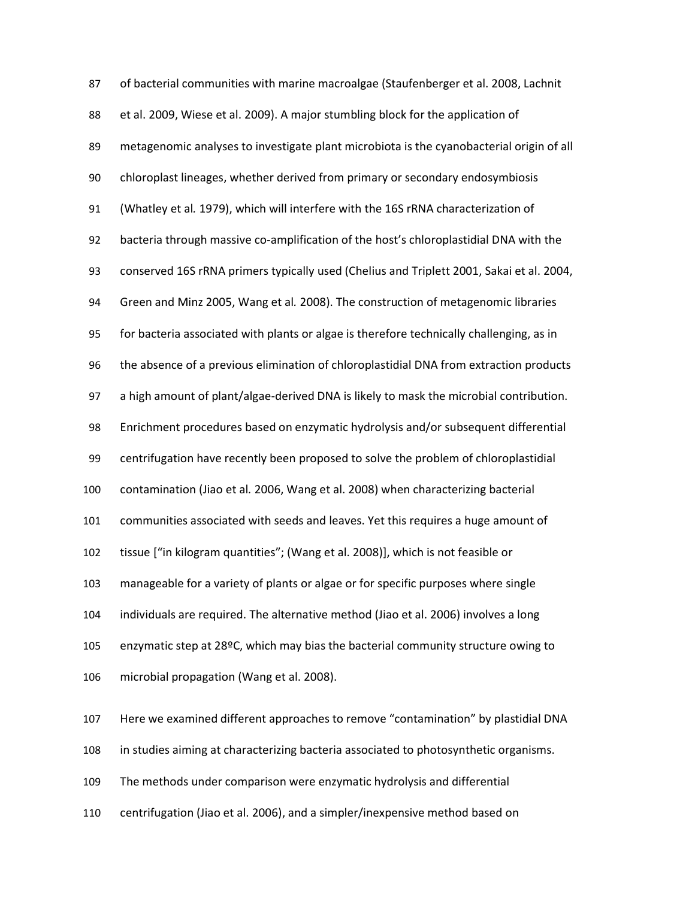of bacterial communities with marine macroalgae (Staufenberger et al. 2008, Lachnit et al. 2009, Wiese et al. 2009). A major stumbling block for the application of metagenomic analyses to investigate plant microbiota is the cyanobacterial origin of all chloroplast lineages, whether derived from primary or secondary endosymbiosis (Whatley et al*.* 1979), which will interfere with the 16S rRNA characterization of bacteria through massive co-amplification of the host's chloroplastidial DNA with the conserved 16S rRNA primers typically used (Chelius and Triplett 2001, Sakai et al. 2004, Green and Minz 2005, Wang et al*.* 2008). The construction of metagenomic libraries for bacteria associated with plants or algae is therefore technically challenging, as in the absence of a previous elimination of chloroplastidial DNA from extraction products a high amount of plant/algae-derived DNA is likely to mask the microbial contribution. Enrichment procedures based on enzymatic hydrolysis and/or subsequent differential centrifugation have recently been proposed to solve the problem of chloroplastidial contamination (Jiao et al*.* 2006, Wang et al. 2008) when characterizing bacterial communities associated with seeds and leaves. Yet this requires a huge amount of tissue ["in kilogram quantities"; (Wang et al. 2008)], which is not feasible or manageable for a variety of plants or algae or for specific purposes where single individuals are required. The alternative method (Jiao et al. 2006) involves a long enzymatic step at 28ºC, which may bias the bacterial community structure owing to microbial propagation (Wang et al. 2008).

Here we examined different approaches to remove "contamination" by plastidial DNA in studies aiming at characterizing bacteria associated to photosynthetic organisms. The methods under comparison were enzymatic hydrolysis and differential centrifugation (Jiao et al. 2006), and a simpler/inexpensive method based on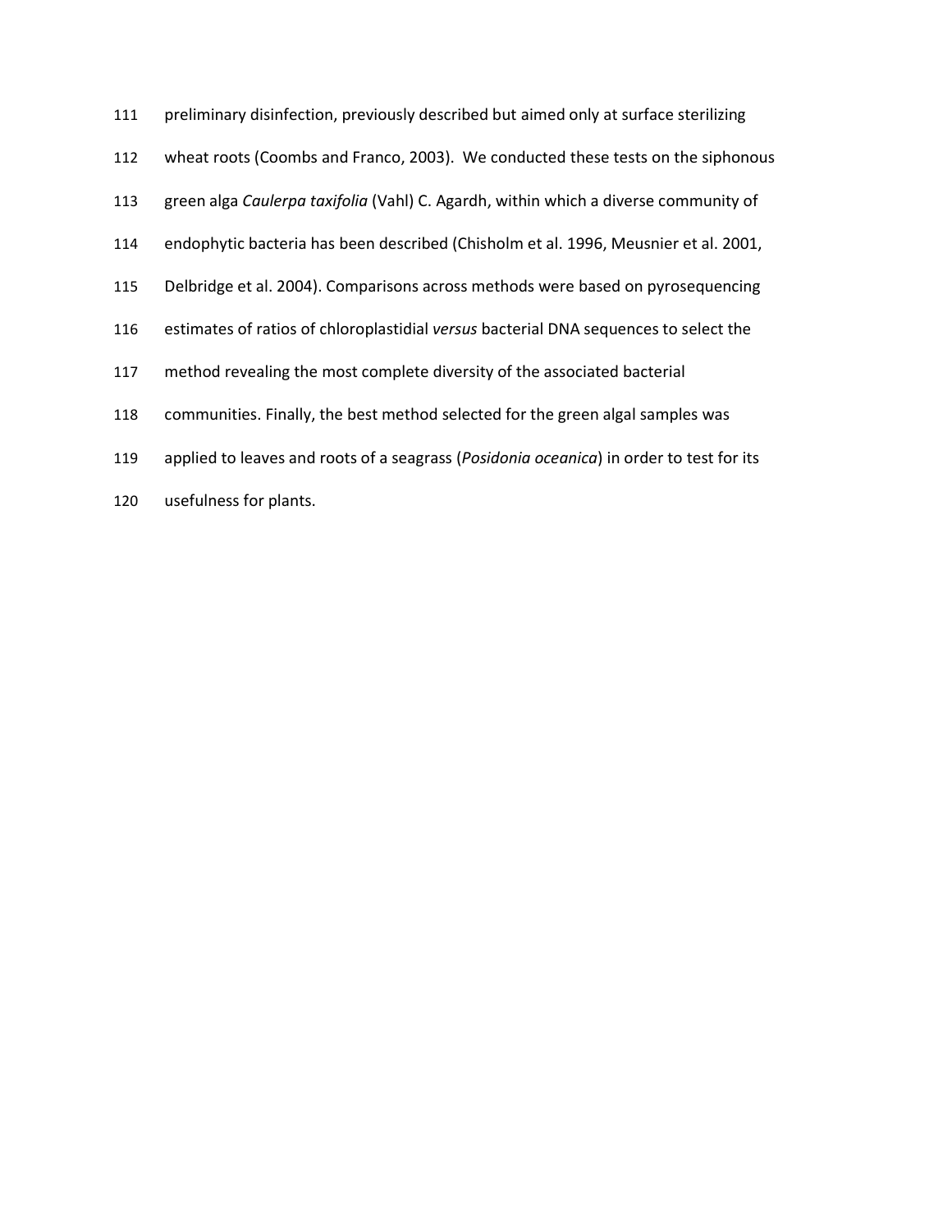preliminary disinfection, previously described but aimed only at surface sterilizing wheat roots (Coombs and Franco, 2003). We conducted these tests on the siphonous green alga *Caulerpa taxifolia* (Vahl) C. Agardh, within which a diverse community of endophytic bacteria has been described (Chisholm et al. 1996, Meusnier et al. 2001, Delbridge et al. 2004). Comparisons across methods were based on pyrosequencing estimates of ratios of chloroplastidial *versus* bacterial DNA sequences to select the method revealing the most complete diversity of the associated bacterial communities. Finally, the best method selected for the green algal samples was applied to leaves and roots of a seagrass (*Posidonia oceanica*) in order to test for its usefulness for plants.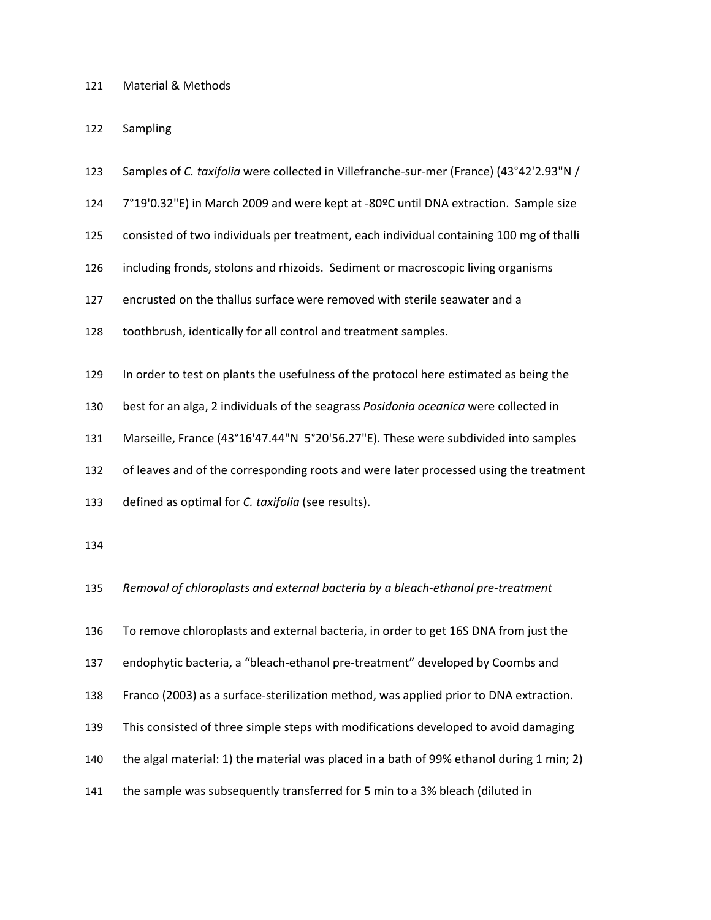## Material & Methods

### Sampling

Samples of *C. taxifolia* were collected in Villefranche-sur-mer (France) (43°42'2.93"N / 7°19'0.32"E) in March 2009 and were kept at -80ºC until DNA extraction. Sample size consisted of two individuals per treatment, each individual containing 100 mg of thalli including fronds, stolons and rhizoids. Sediment or macroscopic living organisms encrusted on the thallus surface were removed with sterile seawater and a toothbrush, identically for all control and treatment samples.

In order to test on plants the usefulness of the protocol here estimated as being the best for an alga, 2 individuals of the seagrass *Posidonia oceanica* were collected in Marseille, France (43°16'47.44"N 5°20'56.27"E). These were subdivided into samples of leaves and of the corresponding roots and were later processed using the treatment defined as optimal for *C. taxifolia* (see results).

### *Removal of chloroplasts and external bacteria by a bleach-ethanol pre-treatment*

To remove chloroplasts and external bacteria, in order to get 16S DNA from just the endophytic bacteria, a "bleach-ethanol pre-treatment" developed by Coombs and Franco (2003) as a surface-sterilization method, was applied prior to DNA extraction. This consisted of three simple steps with modifications developed to avoid damaging the algal material: 1) the material was placed in a bath of 99% ethanol during 1 min; 2) the sample was subsequently transferred for 5 min to a 3% bleach (diluted in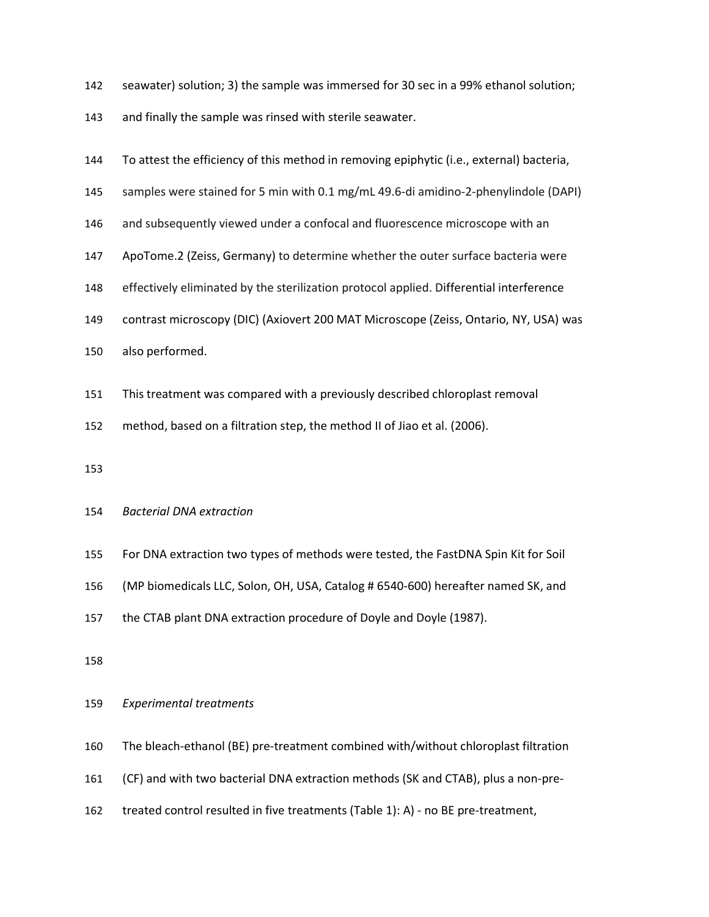seawater) solution; 3) the sample was immersed for 30 sec in a 99% ethanol solution; and finally the sample was rinsed with sterile seawater.

To attest the efficiency of this method in removing epiphytic (i.e., external) bacteria, samples were stained for 5 min with 0.1 mg/mL 49.6-di amidino-2-phenylindole (DAPI) and subsequently viewed under a confocal and fluorescence microscope with an ApoTome.2 (Zeiss, Germany) to determine whether the outer surface bacteria were effectively eliminated by the sterilization protocol applied. Differential interference contrast microscopy (DIC) (Axiovert 200 MAT Microscope (Zeiss, Ontario, NY, USA) was also performed.

This treatment was compared with a previously described chloroplast removal method, based on a filtration step, the method II of Jiao et al. (2006).

*Bacterial DNA extraction*

For DNA extraction two types of methods were tested, the FastDNA Spin Kit for Soil (MP biomedicals LLC, Solon, OH, USA, Catalog # 6540-600) hereafter named SK, and the CTAB plant DNA extraction procedure of Doyle and Doyle (1987).

*Experimental treatments*

The bleach-ethanol (BE) pre-treatment combined with/without chloroplast filtration (CF) and with two bacterial DNA extraction methods (SK and CTAB), plus a non-pre-treated control resulted in five treatments (Table 1): A) - no BE pre-treatment,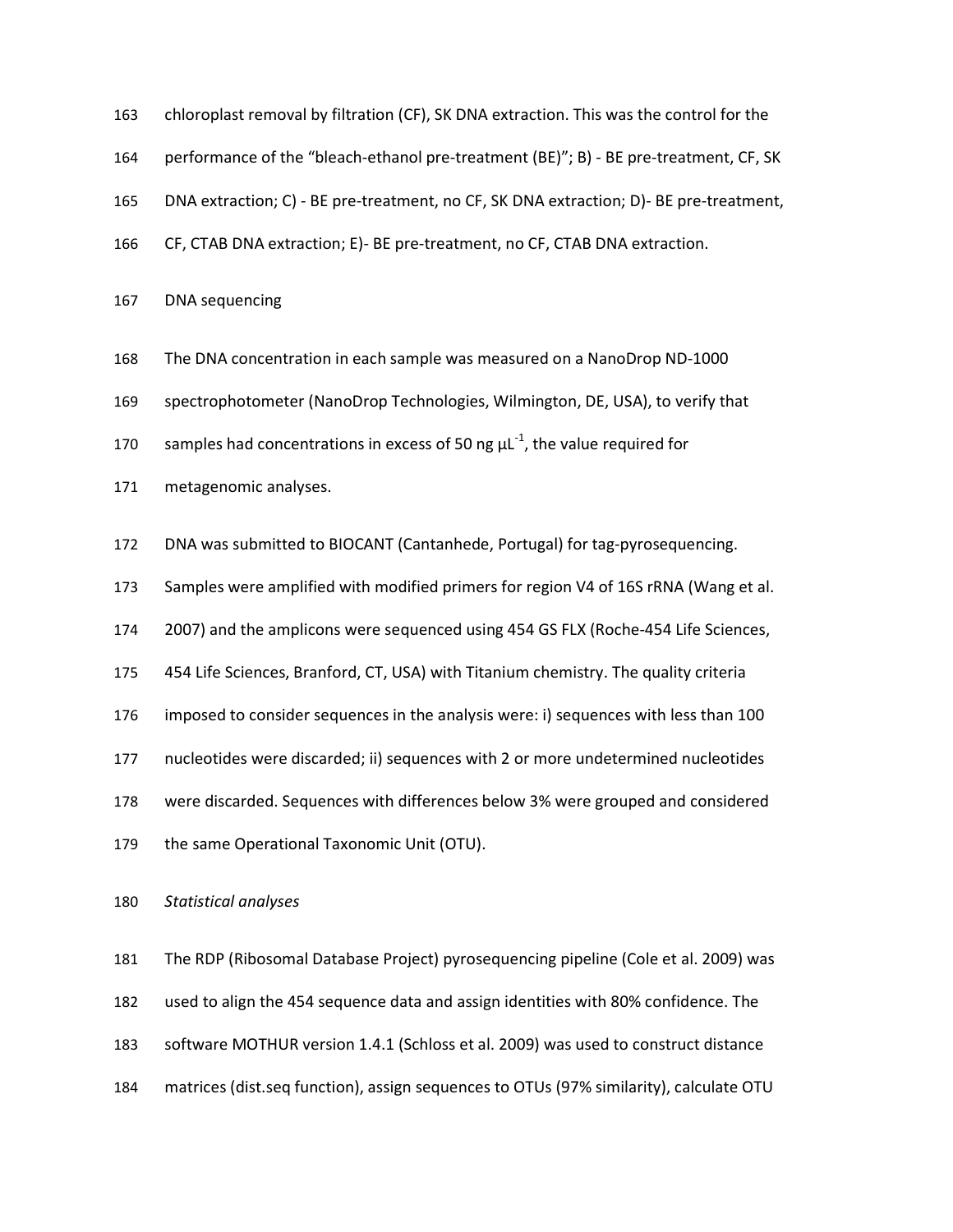chloroplast removal by filtration (CF), SK DNA extraction. This was the control for the performance of the "bleach-ethanol pre-treatment (BE)"; B) - BE pre-treatment, CF, SK DNA extraction; C) - BE pre-treatment, no CF, SK DNA extraction; D)- BE pre-treatment, CF, CTAB DNA extraction; E)- BE pre-treatment, no CF, CTAB DNA extraction.

DNA sequencing

The DNA concentration in each sample was measured on a NanoDrop ND-1000 spectrophotometer (NanoDrop Technologies, Wilmington, DE, USA), to verify that samples had concentrations in excess of 50 ng $\mu L^{-1}$, the value required for metagenomic analyses.

DNA was submitted to BIOCANT (Cantanhede, Portugal) for tag-pyrosequencing. Samples were amplified with modified primers for region V4 of 16S rRNA (Wang et al. 2007) and the amplicons were sequenced using 454 GS FLX (Roche-454 Life Sciences, 454 Life Sciences, Branford, CT, USA) with Titanium chemistry. The quality criteria imposed to consider sequences in the analysis were: i) sequences with less than 100 nucleotides were discarded; ii) sequences with 2 or more undetermined nucleotides were discarded. Sequences with differences below 3% were grouped and considered the same Operational Taxonomic Unit (OTU).

*Statistical analyses*

The RDP (Ribosomal Database Project) pyrosequencing pipeline (Cole et al. 2009) was used to align the 454 sequence data and assign identities with 80% confidence. The software MOTHUR version 1.4.1 (Schloss et al. 2009) was used to construct distance matrices (dist.seq function), assign sequences to OTUs (97% similarity), calculate OTU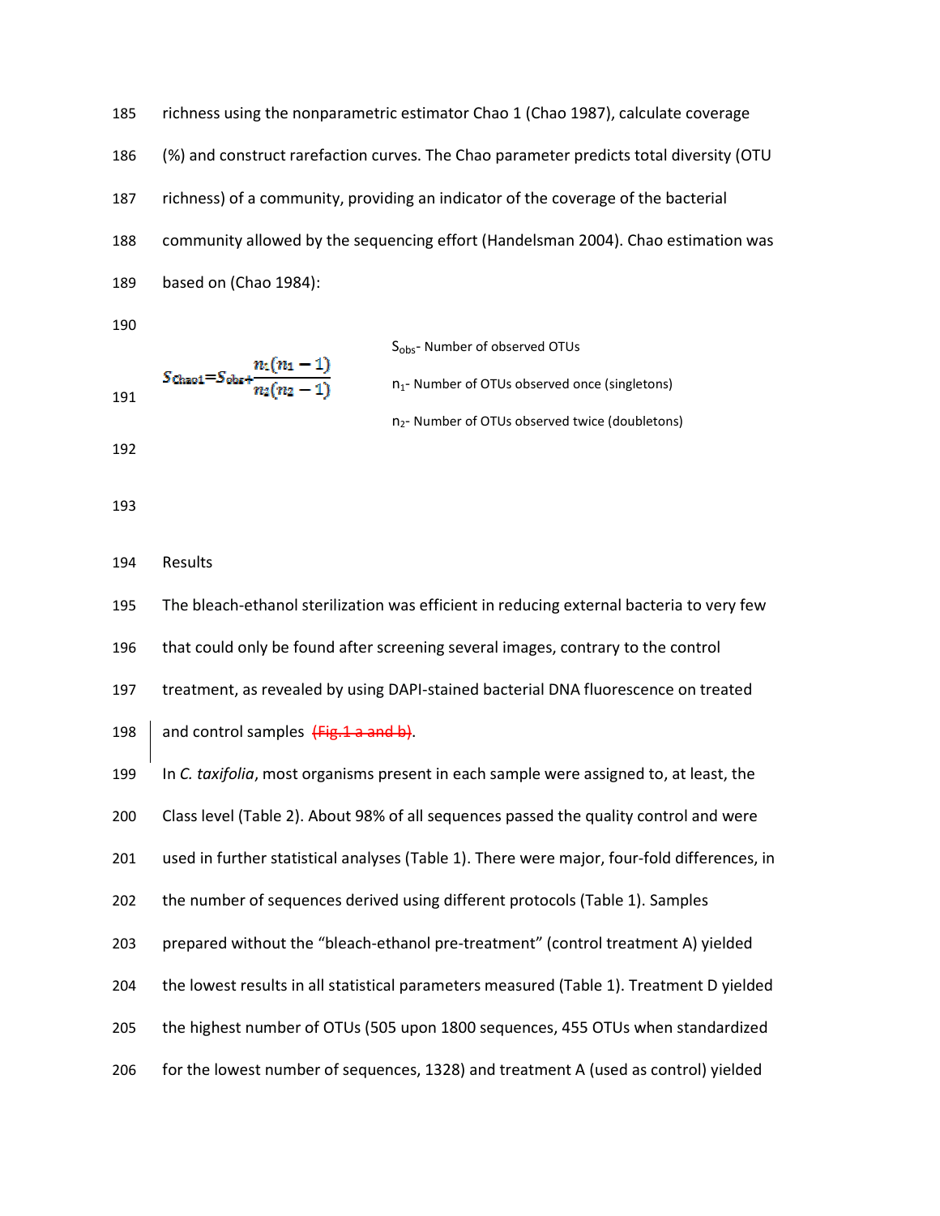richness using the nonparametric estimator Chao 1 (Chao 1987), calculate coverage (%) and construct rarefaction curves. The Chao parameter predicts total diversity (OTU richness) of a community, providing an indicator of the coverage of the bacterial community allowed by the sequencing effort (Handelsman 2004). Chao estimation was based on (Chao 1984):

$$S_{Chao1} = S_{obs} + \frac{n_1(n_1 - 1)}{n_2(n_2 - 1)}$$

$S_{obs}$- Number of observed OTUs

$n_1$- Number of OTUs observed once (singletons)

$n_2$- Number of OTUs observed twice (doubletons)

## Results

The bleach-ethanol sterilization was efficient in reducing external bacteria to very few that could only be found after screening several images, contrary to the control treatment, as revealed by using DAPI-stained bacterial DNA fluorescence on treated and control samples ~~(Fig.1 a and b)~~.

In *C. taxifolia*, most organisms present in each sample were assigned to, at least, the Class level (Table 2). About 98% of all sequences passed the quality control and were used in further statistical analyses (Table 1). There were major, four-fold differences, in the number of sequences derived using different protocols (Table 1). Samples prepared without the "bleach-ethanol pre-treatment" (control treatment A) yielded the lowest results in all statistical parameters measured (Table 1). Treatment D yielded the highest number of OTUs (505 upon 1800 sequences, 455 OTUs when standardized for the lowest number of sequences, 1328) and treatment A (used as control) yielded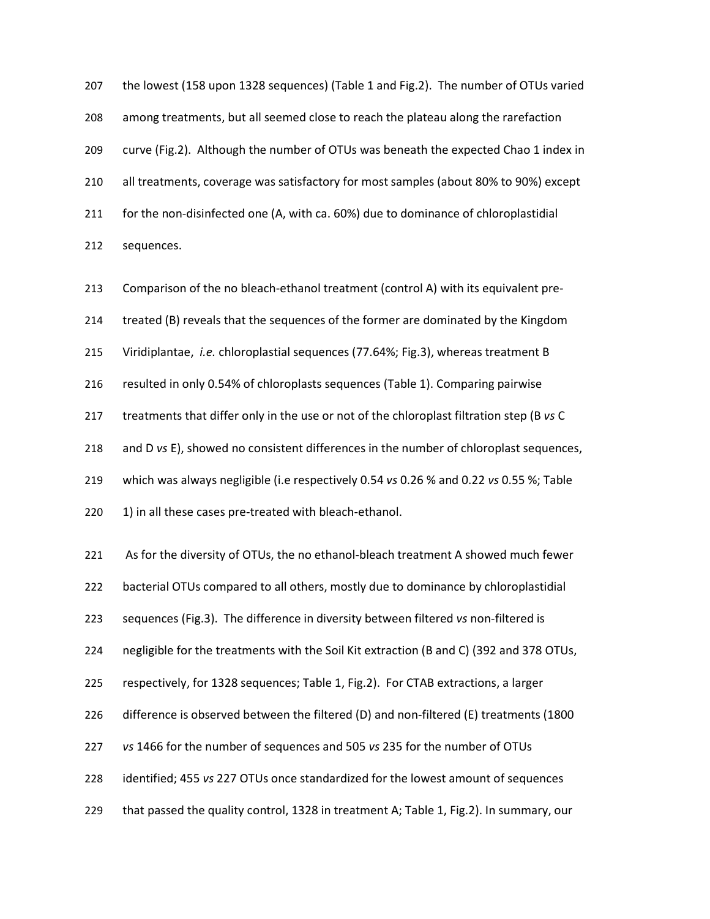the lowest (158 upon 1328 sequences) (Table 1 and Fig.2). The number of OTUs varied among treatments, but all seemed close to reach the plateau along the rarefaction curve (Fig.2). Although the number of OTUs was beneath the expected Chao 1 index in all treatments, coverage was satisfactory for most samples (about 80% to 90%) except for the non-disinfected one (A, with ca. 60%) due to dominance of chloroplastidial sequences.

Comparison of the no bleach-ethanol treatment (control A) with its equivalent pre-treated (B) reveals that the sequences of the former are dominated by the Kingdom Viridiplantae, *i.e.* chloroplastial sequences (77.64%; Fig.3), whereas treatment B resulted in only 0.54% of chloroplasts sequences (Table 1). Comparing pairwise treatments that differ only in the use or not of the chloroplast filtration step (B *vs* C and D *vs* E), showed no consistent differences in the number of chloroplast sequences, which was always negligible (i.e respectively 0.54 *vs* 0.26 % and 0.22 *vs* 0.55 %; Table 1) in all these cases pre-treated with bleach-ethanol.

As for the diversity of OTUs, the no ethanol-bleach treatment A showed much fewer bacterial OTUs compared to all others, mostly due to dominance by chloroplastidial sequences (Fig.3). The difference in diversity between filtered *vs* non-filtered is negligible for the treatments with the Soil Kit extraction (B and C) (392 and 378 OTUs, respectively, for 1328 sequences; Table 1, Fig.2). For CTAB extractions, a larger difference is observed between the filtered (D) and non-filtered (E) treatments (1800 *vs* 1466 for the number of sequences and 505 *vs* 235 for the number of OTUs identified; 455 *vs* 227 OTUs once standardized for the lowest amount of sequences that passed the quality control, 1328 in treatment A; Table 1, Fig.2). In summary, our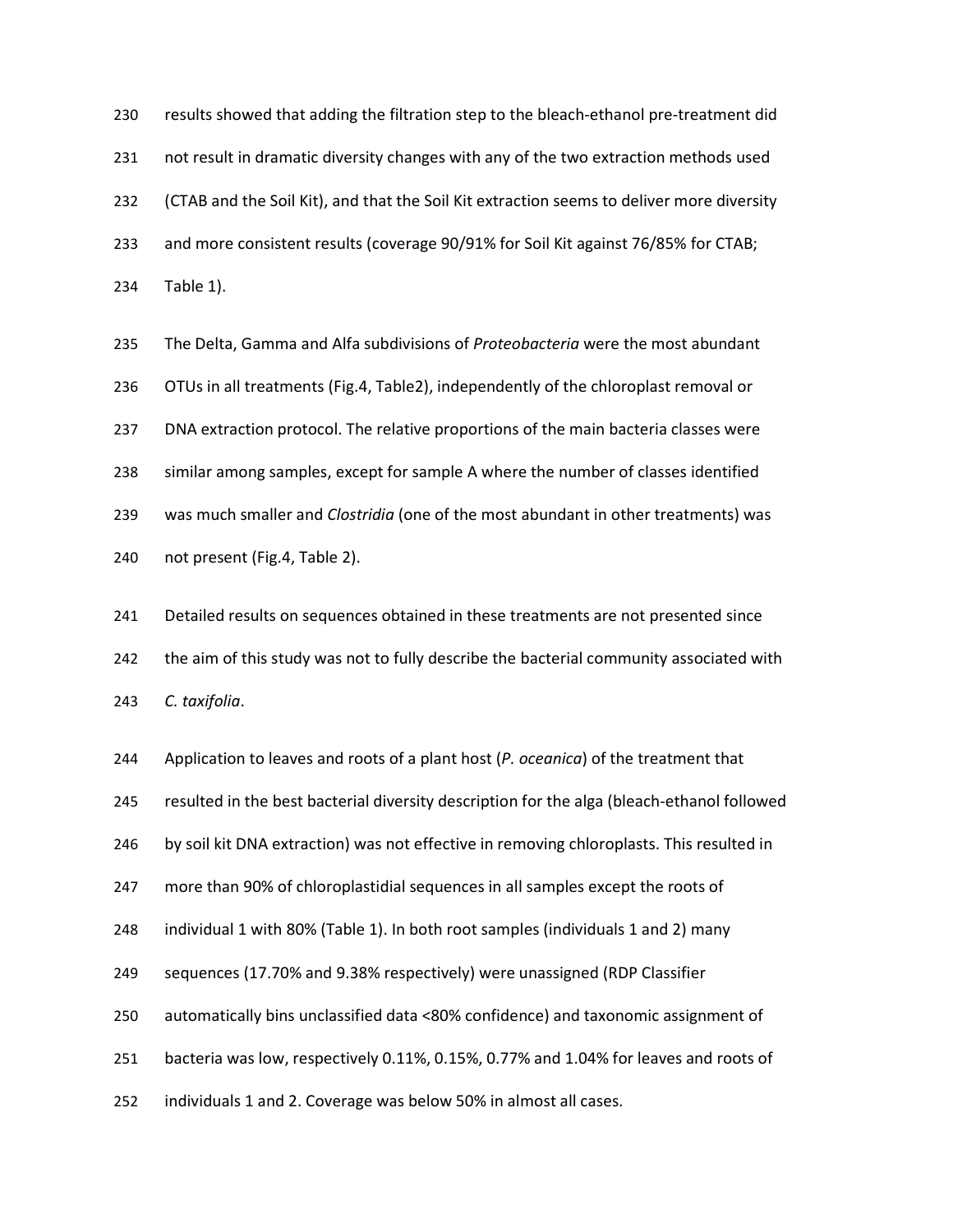results showed that adding the filtration step to the bleach-ethanol pre-treatment did not result in dramatic diversity changes with any of the two extraction methods used (CTAB and the Soil Kit), and that the Soil Kit extraction seems to deliver more diversity and more consistent results (coverage 90/91% for Soil Kit against 76/85% for CTAB; Table 1).

The Delta, Gamma and Alfa subdivisions of *Proteobacteria* were the most abundant OTUs in all treatments (Fig.4, Table2), independently of the chloroplast removal or DNA extraction protocol. The relative proportions of the main bacteria classes were similar among samples, except for sample A where the number of classes identified was much smaller and *Clostridia* (one of the most abundant in other treatments) was not present (Fig.4, Table 2).

Detailed results on sequences obtained in these treatments are not presented since the aim of this study was not to fully describe the bacterial community associated with *C. taxifolia*.

Application to leaves and roots of a plant host (*P. oceanica*) of the treatment that resulted in the best bacterial diversity description for the alga (bleach-ethanol followed by soil kit DNA extraction) was not effective in removing chloroplasts. This resulted in more than 90% of chloroplastidial sequences in all samples except the roots of individual 1 with 80% (Table 1). In both root samples (individuals 1 and 2) many sequences (17.70% and 9.38% respectively) were unassigned (RDP Classifier automatically bins unclassified data <80% confidence) and taxonomic assignment of bacteria was low, respectively 0.11%, 0.15%, 0.77% and 1.04% for leaves and roots of individuals 1 and 2. Coverage was below 50% in almost all cases.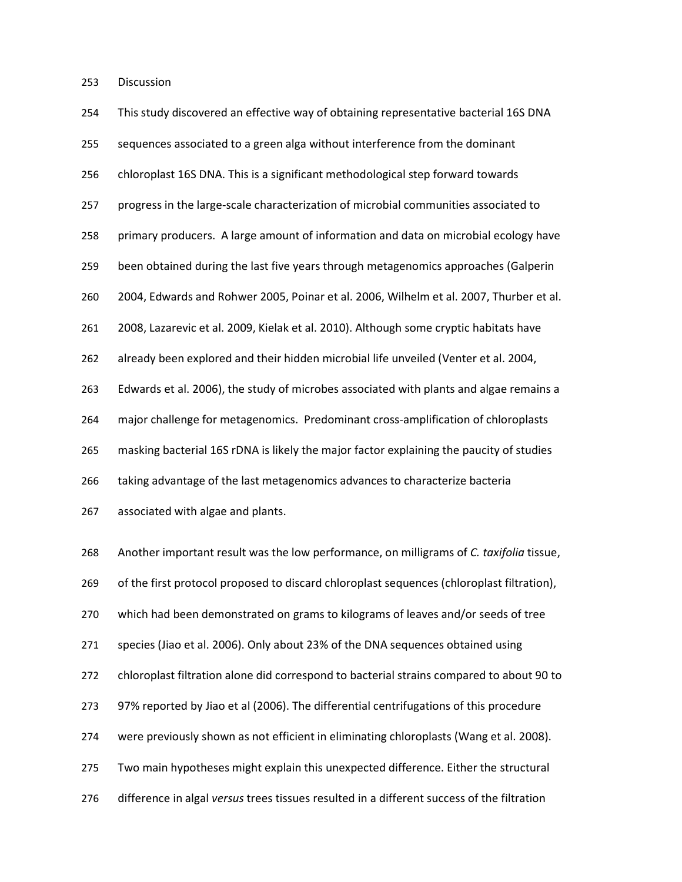## Discussion

This study discovered an effective way of obtaining representative bacterial 16S DNA sequences associated to a green alga without interference from the dominant chloroplast 16S DNA. This is a significant methodological step forward towards progress in the large-scale characterization of microbial communities associated to primary producers. A large amount of information and data on microbial ecology have been obtained during the last five years through metagenomics approaches (Galperin 2004, Edwards and Rohwer 2005, Poinar et al. 2006, Wilhelm et al. 2007, Thurber et al. 2008, Lazarevic et al. 2009, Kielak et al. 2010). Although some cryptic habitats have already been explored and their hidden microbial life unveiled (Venter et al. 2004, Edwards et al. 2006), the study of microbes associated with plants and algae remains a major challenge for metagenomics. Predominant cross-amplification of chloroplasts masking bacterial 16S rDNA is likely the major factor explaining the paucity of studies taking advantage of the last metagenomics advances to characterize bacteria associated with algae and plants.

Another important result was the low performance, on milligrams of *C. taxifolia* tissue, of the first protocol proposed to discard chloroplast sequences (chloroplast filtration), which had been demonstrated on grams to kilograms of leaves and/or seeds of tree species (Jiao et al. 2006). Only about 23% of the DNA sequences obtained using chloroplast filtration alone did correspond to bacterial strains compared to about 90 to 97% reported by Jiao et al (2006). The differential centrifugations of this procedure were previously shown as not efficient in eliminating chloroplasts (Wang et al. 2008). Two main hypotheses might explain this unexpected difference. Either the structural difference in algal *versus* trees tissues resulted in a different success of the filtration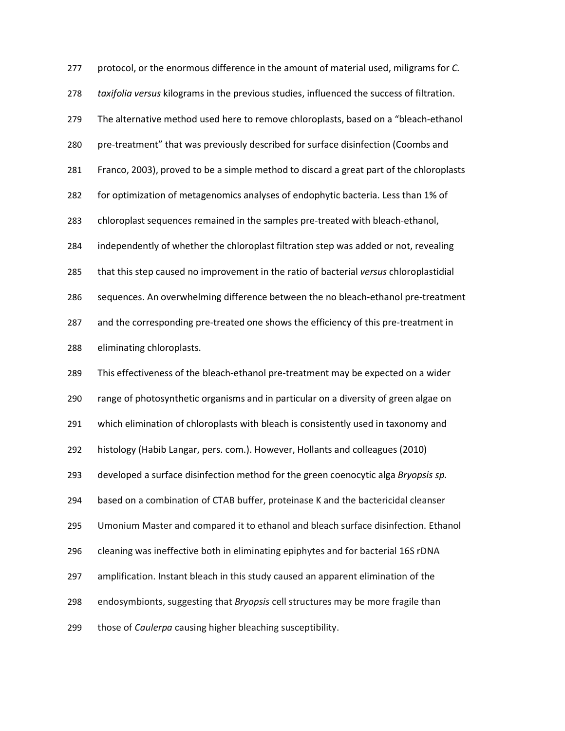protocol, or the enormous difference in the amount of material used, miligrams for *C. taxifolia versus* kilograms in the previous studies, influenced the success of filtration. The alternative method used here to remove chloroplasts, based on a "bleach-ethanol pre-treatment" that was previously described for surface disinfection (Coombs and Franco, 2003), proved to be a simple method to discard a great part of the chloroplasts for optimization of metagenomics analyses of endophytic bacteria. Less than 1% of chloroplast sequences remained in the samples pre-treated with bleach-ethanol, independently of whether the chloroplast filtration step was added or not, revealing that this step caused no improvement in the ratio of bacterial *versus* chloroplastidial sequences. An overwhelming difference between the no bleach-ethanol pre-treatment and the corresponding pre-treated one shows the efficiency of this pre-treatment in eliminating chloroplasts.

This effectiveness of the bleach-ethanol pre-treatment may be expected on a wider range of photosynthetic organisms and in particular on a diversity of green algae on which elimination of chloroplasts with bleach is consistently used in taxonomy and histology (Habib Langar, pers. com.). However, Hollants and colleagues (2010) developed a surface disinfection method for the green coenocytic alga *Bryopsis sp.* based on a combination of CTAB buffer, proteinase K and the bactericidal cleanser Umonium Master and compared it to ethanol and bleach surface disinfection. Ethanol cleaning was ineffective both in eliminating epiphytes and for bacterial 16S rDNA amplification. Instant bleach in this study caused an apparent elimination of the endosymbionts, suggesting that *Bryopsis* cell structures may be more fragile than those of *Caulerpa* causing higher bleaching susceptibility.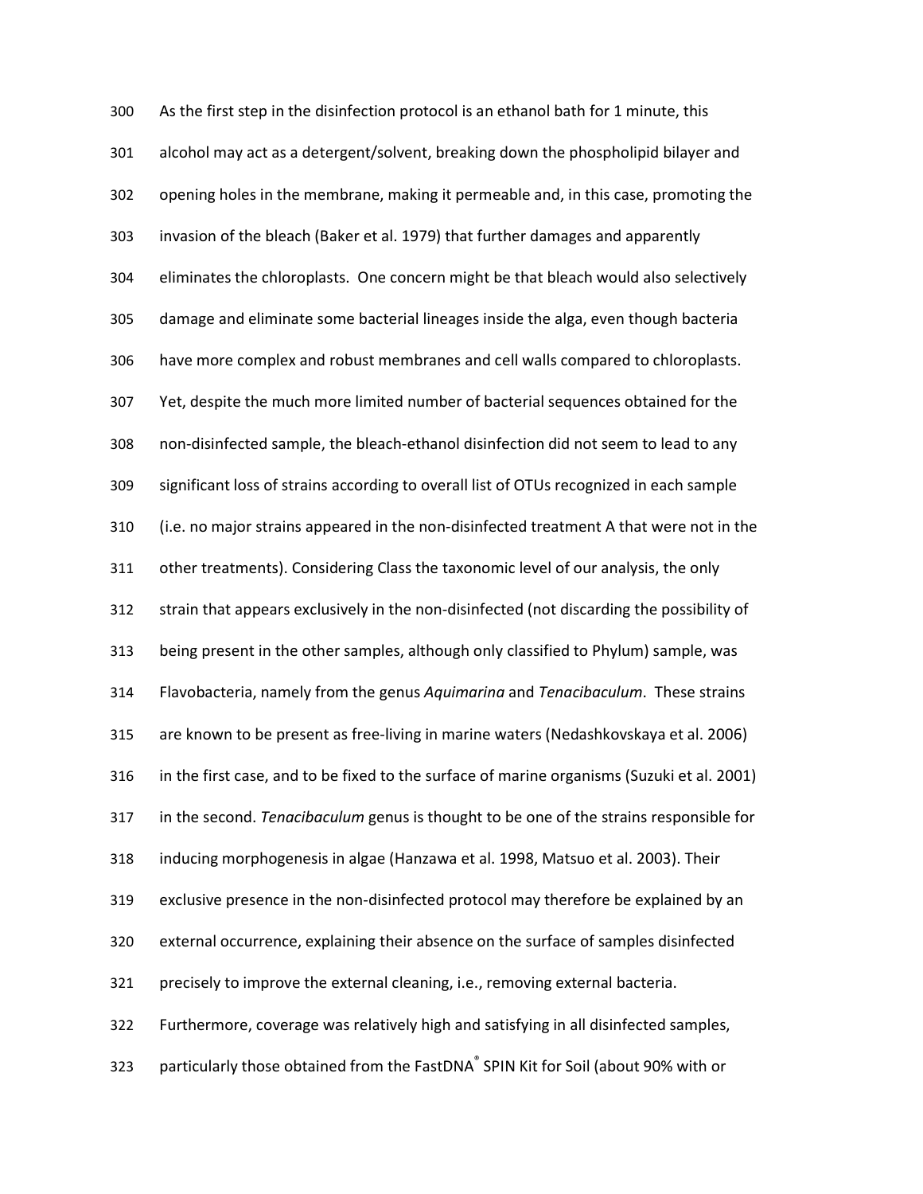As the first step in the disinfection protocol is an ethanol bath for 1 minute, this alcohol may act as a detergent/solvent, breaking down the phospholipid bilayer and opening holes in the membrane, making it permeable and, in this case, promoting the invasion of the bleach (Baker et al. 1979) that further damages and apparently eliminates the chloroplasts. One concern might be that bleach would also selectively damage and eliminate some bacterial lineages inside the alga, even though bacteria have more complex and robust membranes and cell walls compared to chloroplasts. Yet, despite the much more limited number of bacterial sequences obtained for the non-disinfected sample, the bleach-ethanol disinfection did not seem to lead to any significant loss of strains according to overall list of OTUs recognized in each sample (i.e. no major strains appeared in the non-disinfected treatment A that were not in the other treatments). Considering Class the taxonomic level of our analysis, the only strain that appears exclusively in the non-disinfected (not discarding the possibility of being present in the other samples, although only classified to Phylum) sample, was Flavobacteria, namely from the genus *Aquimarina* and *Tenacibaculum*. These strains are known to be present as free-living in marine waters (Nedashkovskaya et al. 2006) in the first case, and to be fixed to the surface of marine organisms (Suzuki et al. 2001) in the second. *Tenacibaculum* genus is thought to be one of the strains responsible for inducing morphogenesis in algae (Hanzawa et al. 1998, Matsuo et al. 2003). Their exclusive presence in the non-disinfected protocol may therefore be explained by an external occurrence, explaining their absence on the surface of samples disinfected precisely to improve the external cleaning, i.e., removing external bacteria. Furthermore, coverage was relatively high and satisfying in all disinfected samples, particularly those obtained from the FastDNA® SPIN Kit for Soil (about 90% with or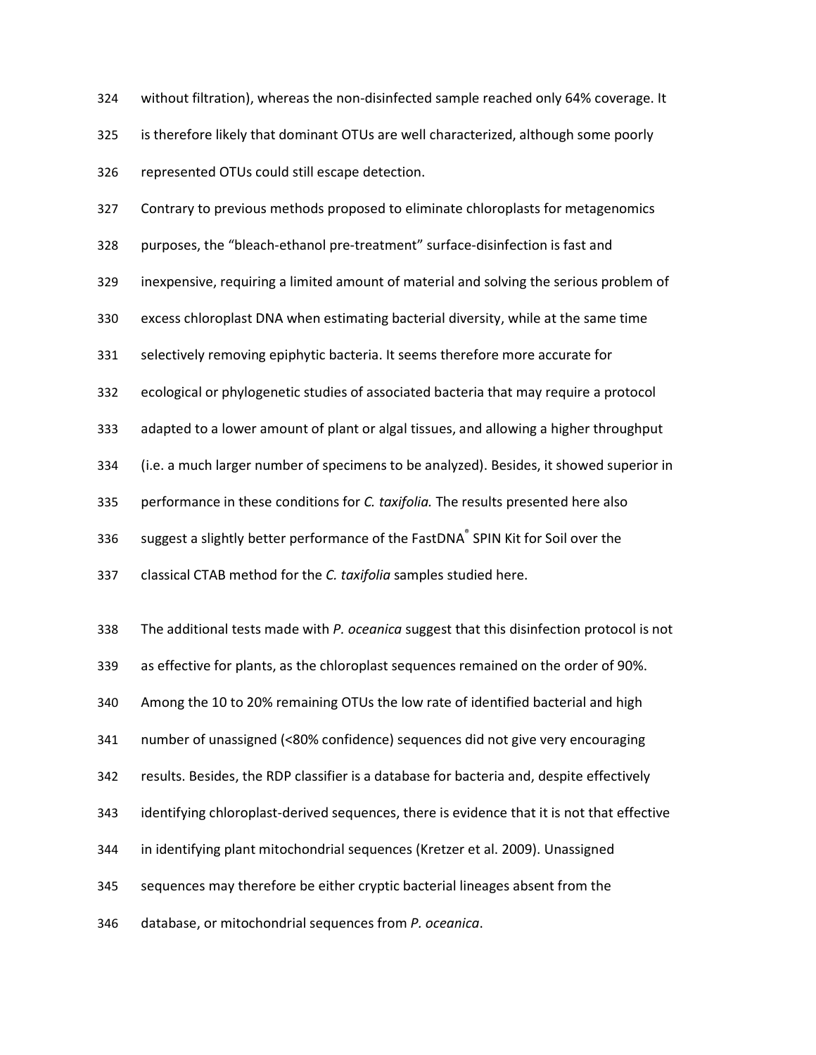without filtration), whereas the non-disinfected sample reached only 64% coverage. It is therefore likely that dominant OTUs are well characterized, although some poorly represented OTUs could still escape detection.

Contrary to previous methods proposed to eliminate chloroplasts for metagenomics purposes, the "bleach-ethanol pre-treatment" surface-disinfection is fast and inexpensive, requiring a limited amount of material and solving the serious problem of excess chloroplast DNA when estimating bacterial diversity, while at the same time selectively removing epiphytic bacteria. It seems therefore more accurate for ecological or phylogenetic studies of associated bacteria that may require a protocol adapted to a lower amount of plant or algal tissues, and allowing a higher throughput (i.e. a much larger number of specimens to be analyzed). Besides, it showed superior in performance in these conditions for *C. taxifolia.* The results presented here also suggest a slightly better performance of the FastDNA® SPIN Kit for Soil over the classical CTAB method for the *C. taxifolia* samples studied here.

The additional tests made with *P. oceanica* suggest that this disinfection protocol is not as effective for plants, as the chloroplast sequences remained on the order of 90%. Among the 10 to 20% remaining OTUs the low rate of identified bacterial and high number of unassigned (<80% confidence) sequences did not give very encouraging results. Besides, the RDP classifier is a database for bacteria and, despite effectively identifying chloroplast-derived sequences, there is evidence that it is not that effective in identifying plant mitochondrial sequences (Kretzer et al. 2009). Unassigned sequences may therefore be either cryptic bacterial lineages absent from the database, or mitochondrial sequences from *P. oceanica*.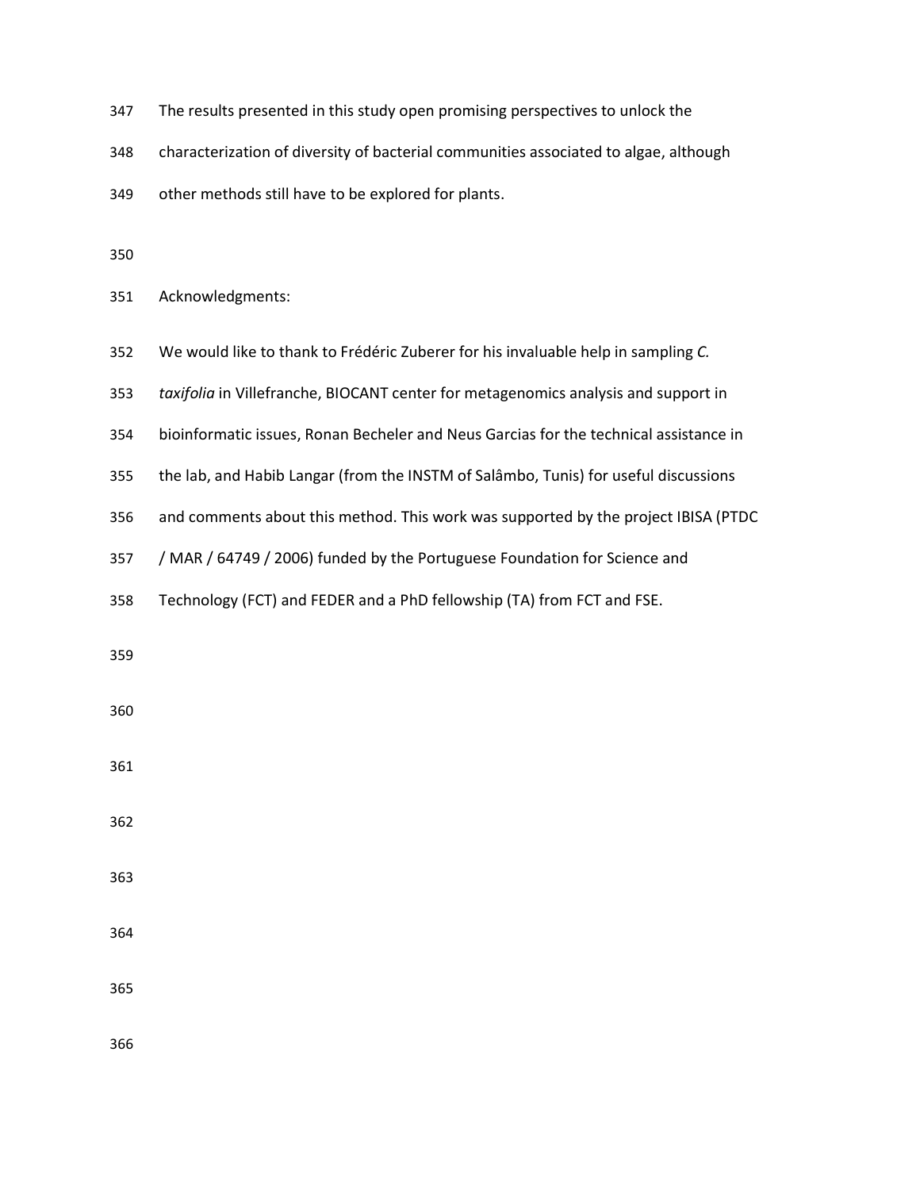The results presented in this study open promising perspectives to unlock the characterization of diversity of bacterial communities associated to algae, although other methods still have to be explored for plants.

Acknowledgments:

We would like to thank to Frédéric Zuberer for his invaluable help in sampling *C. taxifolia* in Villefranche, BIOCANT center for metagenomics analysis and support in bioinformatic issues, Ronan Becheler and Neus Garcias for the technical assistance in the lab, and Habib Langar (from the INSTM of Salâmbo, Tunis) for useful discussions and comments about this method. This work was supported by the project IBISA (PTDC / MAR / 64749 / 2006) funded by the Portuguese Foundation for Science and Technology (FCT) and FEDER and a PhD fellowship (TA) from FCT and FSE.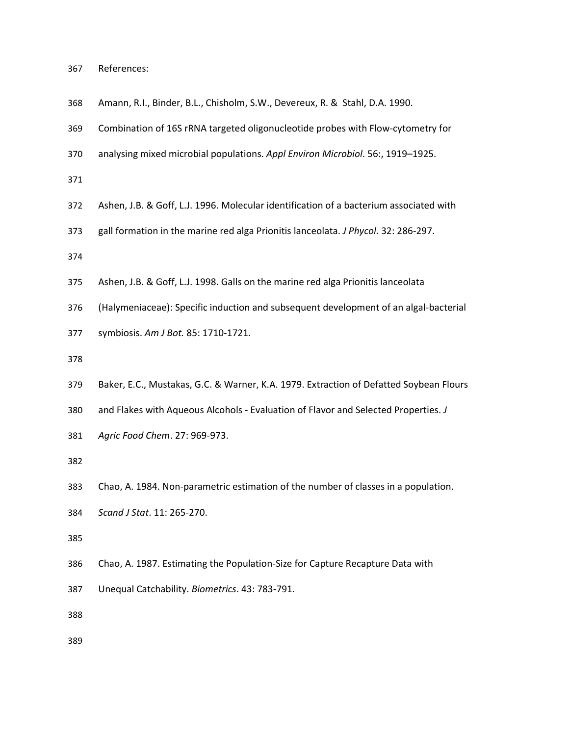References:

Amann, R.I., Binder, B.L., Chisholm, S.W., Devereux, R. & Stahl, D.A. 1990. Combination of 16S rRNA targeted oligonucleotide probes with Flow-cytometry for analysing mixed microbial populations. *Appl Environ Microbiol*. 56:, 1919–1925.

Ashen, J.B. & Goff, L.J. 1996. Molecular identification of a bacterium associated with gall formation in the marine red alga Prionitis lanceolata. *J Phycol*. 32: 286-297.

Ashen, J.B. & Goff, L.J. 1998. Galls on the marine red alga Prionitis lanceolata (Halymeniaceae): Specific induction and subsequent development of an algal-bacterial symbiosis. *Am J Bot.* 85: 1710-1721.

Baker, E.C., Mustakas, G.C. & Warner, K.A. 1979. Extraction of Defatted Soybean Flours and Flakes with Aqueous Alcohols - Evaluation of Flavor and Selected Properties. *J Agric Food Chem*. 27: 969-973.

Chao, A. 1984. Non-parametric estimation of the number of classes in a population. *Scand J Stat*. 11: 265-270.

Chao, A. 1987. Estimating the Population-Size for Capture Recapture Data with Unequal Catchability. *Biometrics*. 43: 783-791.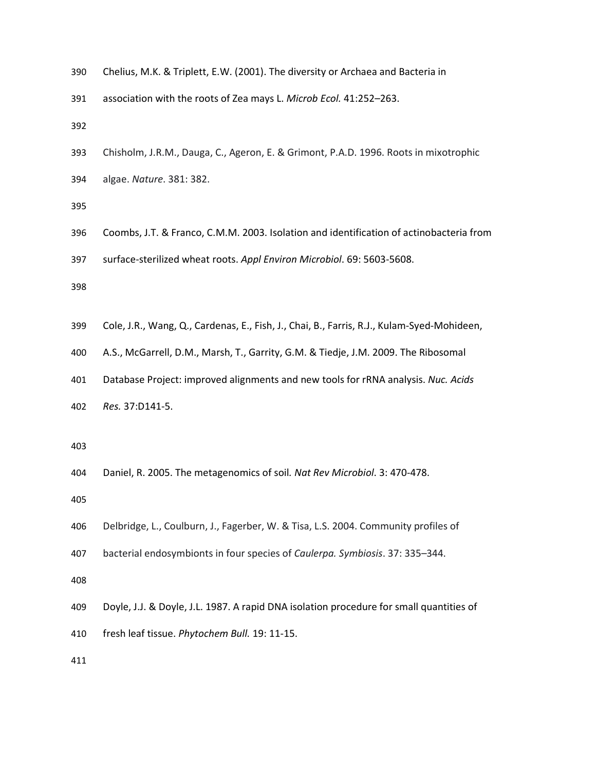Chelius, M.K. & Triplett, E.W. (2001). The diversity or Archaea and Bacteria in association with the roots of Zea mays L. *Microb Ecol.* 41:252–263.

Chisholm, J.R.M., Dauga, C., Ageron, E. & Grimont, P.A.D. 1996. Roots in mixotrophic algae. *Nature*. 381: 382.

Coombs, J.T. & Franco, C.M.M. 2003. Isolation and identification of actinobacteria from surface-sterilized wheat roots. *Appl Environ Microbiol*. 69: 5603-5608.

Cole, J.R., Wang, Q., Cardenas, E., Fish, J., Chai, B., Farris, R.J., Kulam-Syed-Mohideen, A.S., McGarrell, D.M., Marsh, T., Garrity, G.M. & Tiedje, J.M. 2009. The Ribosomal Database Project: improved alignments and new tools for rRNA analysis. *Nuc. Acids Res.* 37:D141-5.

Daniel, R. 2005. The metagenomics of soil. *Nat Rev Microbiol*. 3: 470-478.

Delbridge, L., Coulburn, J., Fagerber, W. & Tisa, L.S. 2004. Community profiles of bacterial endosymbionts in four species of *Caulerpa. Symbiosis*. 37: 335–344.

Doyle, J.J. & Doyle, J.L. 1987. A rapid DNA isolation procedure for small quantities of fresh leaf tissue. *Phytochem Bull.* 19: 11-15.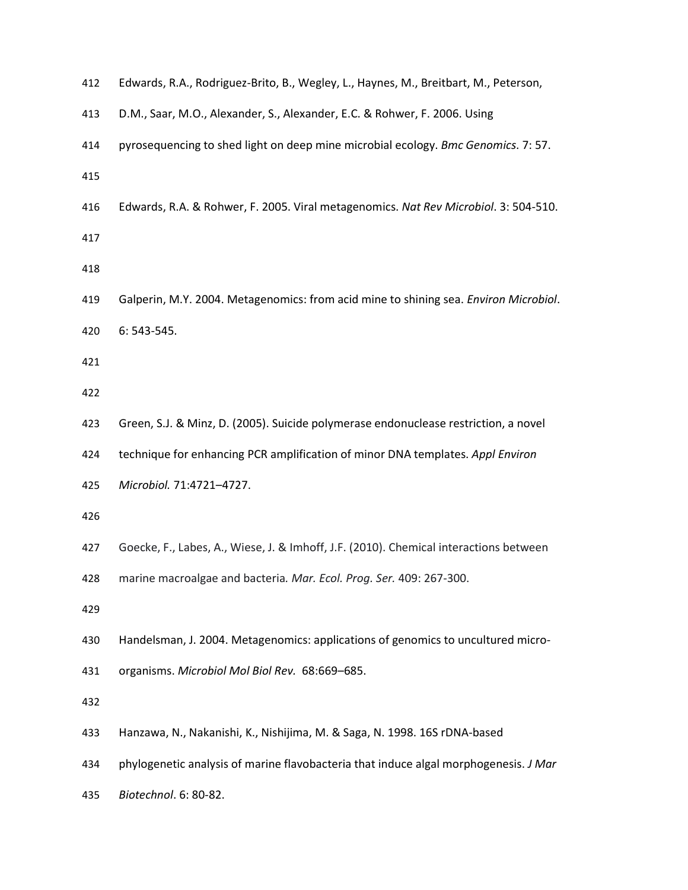Edwards, R.A., Rodriguez-Brito, B., Wegley, L., Haynes, M., Breitbart, M., Peterson, D.M., Saar, M.O., Alexander, S., Alexander, E.C. & Rohwer, F. 2006. Using pyrosequencing to shed light on deep mine microbial ecology. *Bmc Genomics*. 7: 57.

Edwards, R.A. & Rohwer, F. 2005. Viral metagenomics. *Nat Rev Microbiol*. 3: 504-510.

Galperin, M.Y. 2004. Metagenomics: from acid mine to shining sea. *Environ Microbiol*. 6: 543-545.

Green, S.J. & Minz, D. (2005). Suicide polymerase endonuclease restriction, a novel technique for enhancing PCR amplification of minor DNA templates. *Appl Environ Microbiol.* 71:4721–4727.

Goecke, F., Labes, A., Wiese, J. & Imhoff, J.F. (2010). Chemical interactions between marine macroalgae and bacteria*. Mar. Ecol. Prog. Ser.* 409: 267-300.

Handelsman, J. 2004. Metagenomics: applications of genomics to uncultured micro-organisms. *Microbiol Mol Biol Rev.* 68:669–685.

Hanzawa, N., Nakanishi, K., Nishijima, M. & Saga, N. 1998. 16S rDNA-based phylogenetic analysis of marine flavobacteria that induce algal morphogenesis. *J Mar Biotechnol*. 6: 80-82.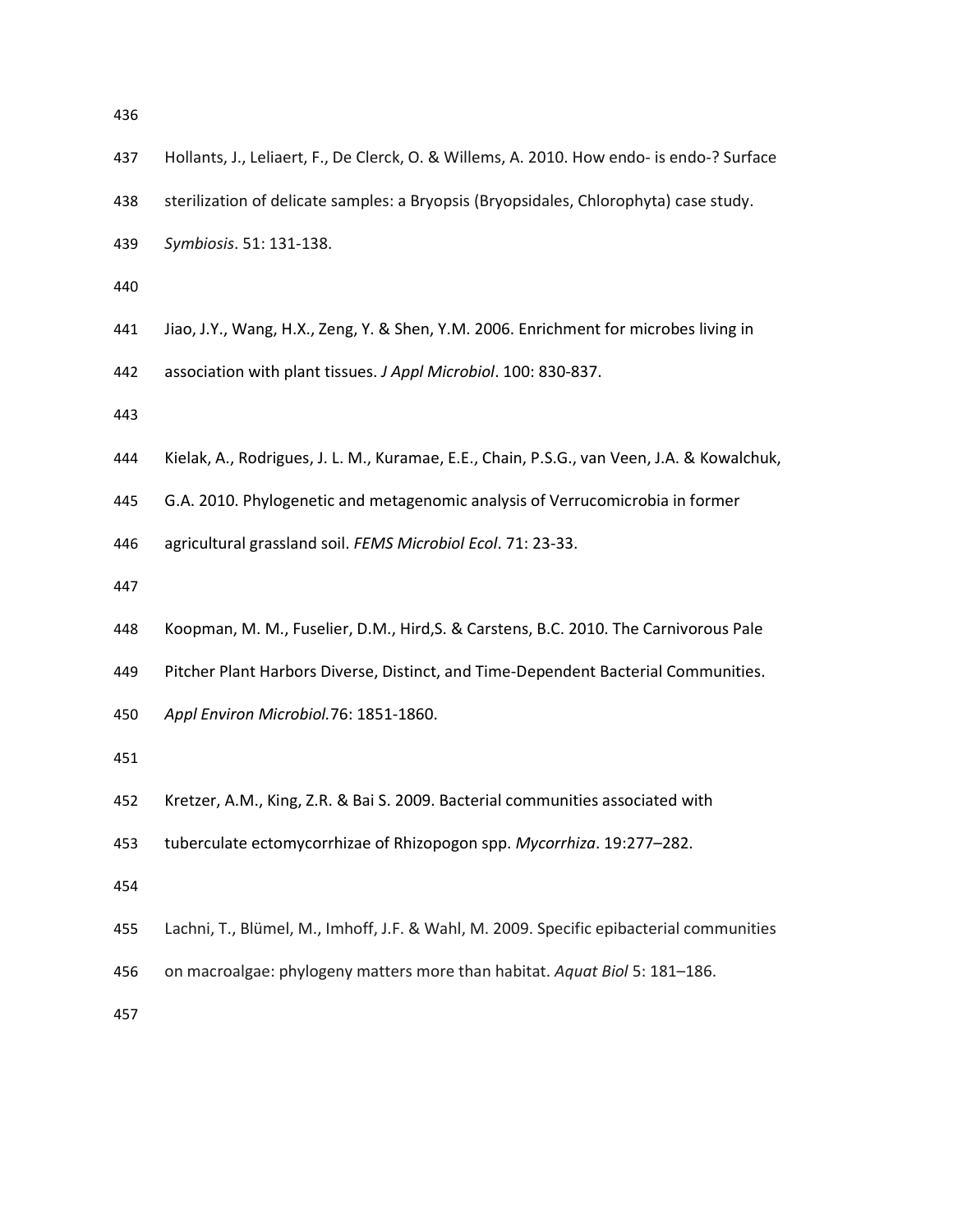Hollants, J., Leliaert, F., De Clerck, O. & Willems, A. 2010. How endo- is endo-? Surface sterilization of delicate samples: a Bryopsis (Bryopsidales, Chlorophyta) case study. *Symbiosis*. 51: 131-138.

Jiao, J.Y., Wang, H.X., Zeng, Y. & Shen, Y.M. 2006. Enrichment for microbes living in association with plant tissues. *J Appl Microbiol*. 100: 830-837.

Kielak, A., Rodrigues, J. L. M., Kuramae, E.E., Chain, P.S.G., van Veen, J.A. & Kowalchuk, G.A. 2010. Phylogenetic and metagenomic analysis of Verrucomicrobia in former agricultural grassland soil. *FEMS Microbiol Ecol*. 71: 23-33.

Koopman, M. M., Fuselier, D.M., Hird,S. & Carstens, B.C. 2010. The Carnivorous Pale Pitcher Plant Harbors Diverse, Distinct, and Time-Dependent Bacterial Communities. *Appl Environ Microbiol.*76: 1851-1860.

Kretzer, A.M., King, Z.R. & Bai S. 2009. Bacterial communities associated with tuberculate ectomycorrhizae of Rhizopogon spp. *Mycorrhiza*. 19:277–282.

Lachni, T., Blümel, M., Imhoff, J.F. & Wahl, M. 2009. Specific epibacterial communities on macroalgae: phylogeny matters more than habitat. *Aquat Biol* 5: 181–186.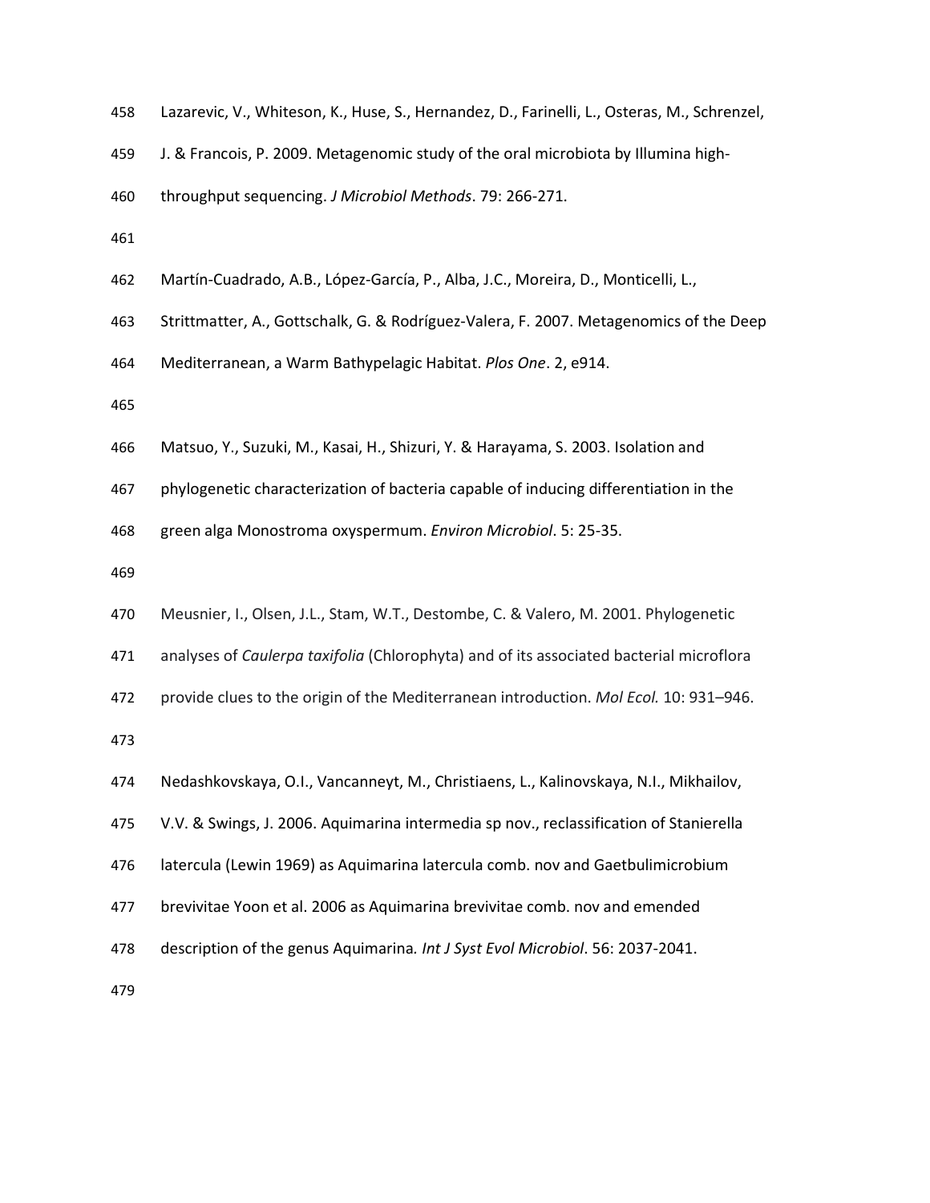Lazarevic, V., Whiteson, K., Huse, S., Hernandez, D., Farinelli, L., Osteras, M., Schrenzel, J. & Francois, P. 2009. Metagenomic study of the oral microbiota by Illumina high-throughput sequencing. *J Microbiol Methods*. 79: 266-271.

Martín-Cuadrado, A.B., López-García, P., Alba, J.C., Moreira, D., Monticelli, L., Strittmatter, A., Gottschalk, G. & Rodríguez-Valera, F. 2007. Metagenomics of the Deep Mediterranean, a Warm Bathypelagic Habitat. *Plos One*. 2, e914.

Matsuo, Y., Suzuki, M., Kasai, H., Shizuri, Y. & Harayama, S. 2003. Isolation and phylogenetic characterization of bacteria capable of inducing differentiation in the green alga Monostroma oxyspermum. *Environ Microbiol*. 5: 25-35.

Meusnier, I., Olsen, J.L., Stam, W.T., Destombe, C. & Valero, M. 2001. Phylogenetic analyses of *Caulerpa taxifolia* (Chlorophyta) and of its associated bacterial microflora provide clues to the origin of the Mediterranean introduction. *Mol Ecol.* 10: 931–946.

Nedashkovskaya, O.I., Vancanneyt, M., Christiaens, L., Kalinovskaya, N.I., Mikhailov, V.V. & Swings, J. 2006. Aquimarina intermedia sp nov., reclassification of Stanierella latercula (Lewin 1969) as Aquimarina latercula comb. nov and Gaetbulimicrobium brevivitae Yoon et al. 2006 as Aquimarina brevivitae comb. nov and emended description of the genus Aquimarina*. Int J Syst Evol Microbiol*. 56: 2037-2041.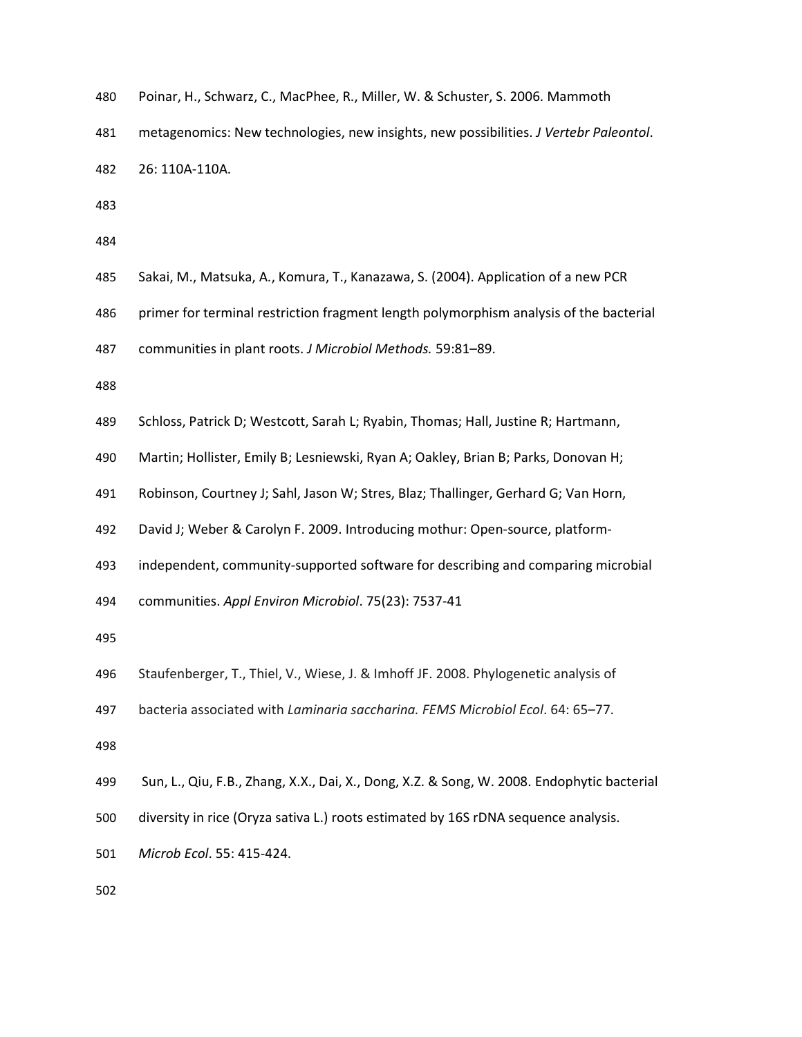Poinar, H., Schwarz, C., MacPhee, R., Miller, W. & Schuster, S. 2006. Mammoth metagenomics: New technologies, new insights, new possibilities. *J Vertebr Paleontol*. 26: 110A-110A.

Sakai, M., Matsuka, A., Komura, T., Kanazawa, S. (2004). Application of a new PCR primer for terminal restriction fragment length polymorphism analysis of the bacterial communities in plant roots. *J Microbiol Methods.* 59:81–89.

Schloss, Patrick D; Westcott, Sarah L; Ryabin, Thomas; Hall, Justine R; Hartmann, Martin; Hollister, Emily B; Lesniewski, Ryan A; Oakley, Brian B; Parks, Donovan H; Robinson, Courtney J; Sahl, Jason W; Stres, Blaz; Thallinger, Gerhard G; Van Horn, David J; Weber & Carolyn F. 2009. Introducing mothur: Open-source, platform-independent, community-supported software for describing and comparing microbial communities. *Appl Environ Microbiol*. 75(23): 7537-41

Staufenberger, T., Thiel, V., Wiese, J. & Imhoff JF. 2008. Phylogenetic analysis of bacteria associated with *Laminaria saccharina. FEMS Microbiol Ecol*. 64: 65–77.

Sun, L., Qiu, F.B., Zhang, X.X., Dai, X., Dong, X.Z. & Song, W. 2008. Endophytic bacterial diversity in rice (Oryza sativa L.) roots estimated by 16S rDNA sequence analysis. *Microb Ecol*. 55: 415-424.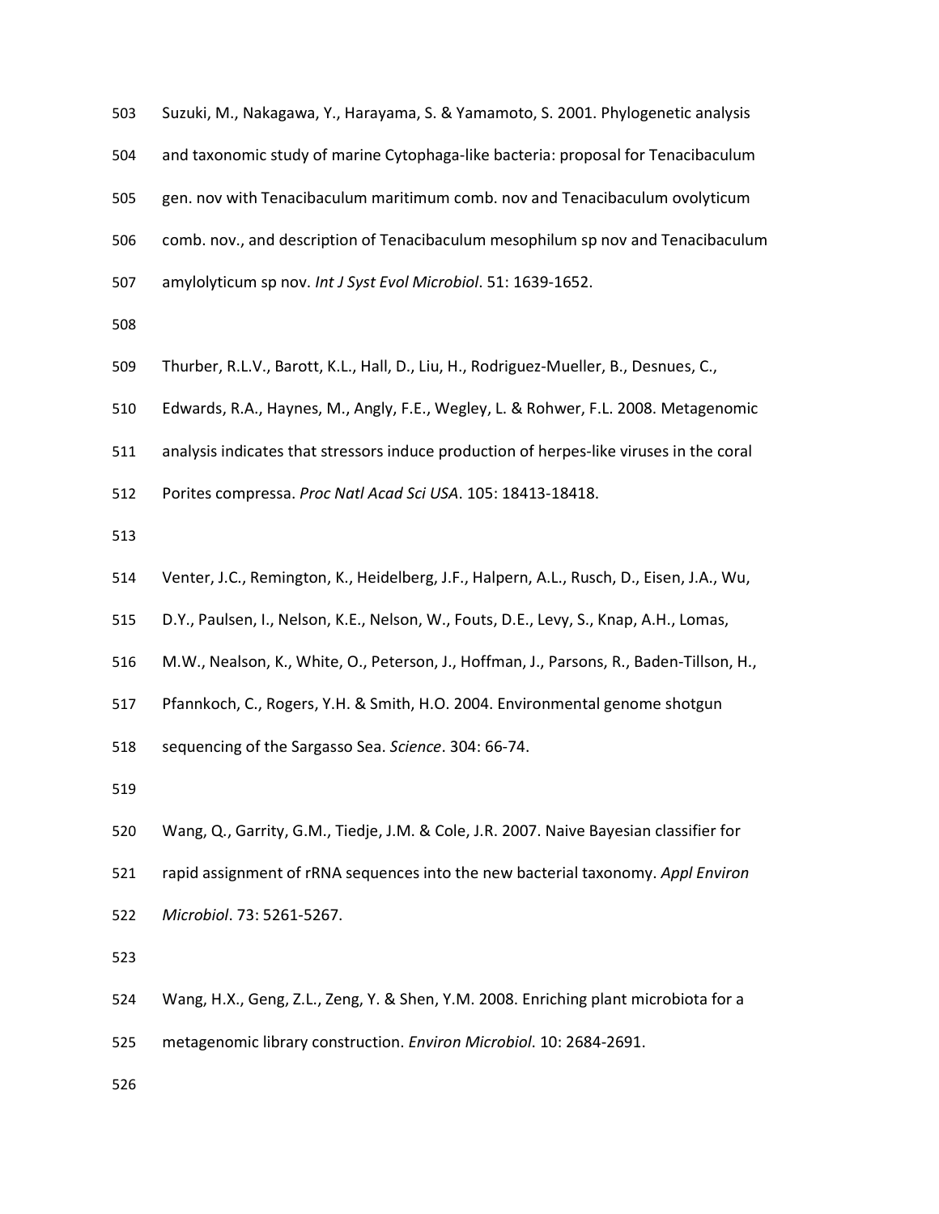Suzuki, M., Nakagawa, Y., Harayama, S. & Yamamoto, S. 2001. Phylogenetic analysis and taxonomic study of marine Cytophaga-like bacteria: proposal for Tenacibaculum gen. nov with Tenacibaculum maritimum comb. nov and Tenacibaculum ovolyticum comb. nov., and description of Tenacibaculum mesophilum sp nov and Tenacibaculum amylolyticum sp nov. *Int J Syst Evol Microbiol*. 51: 1639-1652.

Thurber, R.L.V., Barott, K.L., Hall, D., Liu, H., Rodriguez-Mueller, B., Desnues, C., Edwards, R.A., Haynes, M., Angly, F.E., Wegley, L. & Rohwer, F.L. 2008. Metagenomic analysis indicates that stressors induce production of herpes-like viruses in the coral Porites compressa. *Proc Natl Acad Sci USA*. 105: 18413-18418.

Venter, J.C., Remington, K., Heidelberg, J.F., Halpern, A.L., Rusch, D., Eisen, J.A., Wu, D.Y., Paulsen, I., Nelson, K.E., Nelson, W., Fouts, D.E., Levy, S., Knap, A.H., Lomas, M.W., Nealson, K., White, O., Peterson, J., Hoffman, J., Parsons, R., Baden-Tillson, H., Pfannkoch, C., Rogers, Y.H. & Smith, H.O. 2004. Environmental genome shotgun sequencing of the Sargasso Sea. *Science*. 304: 66-74.

Wang, Q., Garrity, G.M., Tiedje, J.M. & Cole, J.R. 2007. Naive Bayesian classifier for rapid assignment of rRNA sequences into the new bacterial taxonomy. *Appl Environ Microbiol*. 73: 5261-5267.

Wang, H.X., Geng, Z.L., Zeng, Y. & Shen, Y.M. 2008. Enriching plant microbiota for a metagenomic library construction. *Environ Microbiol*. 10: 2684-2691.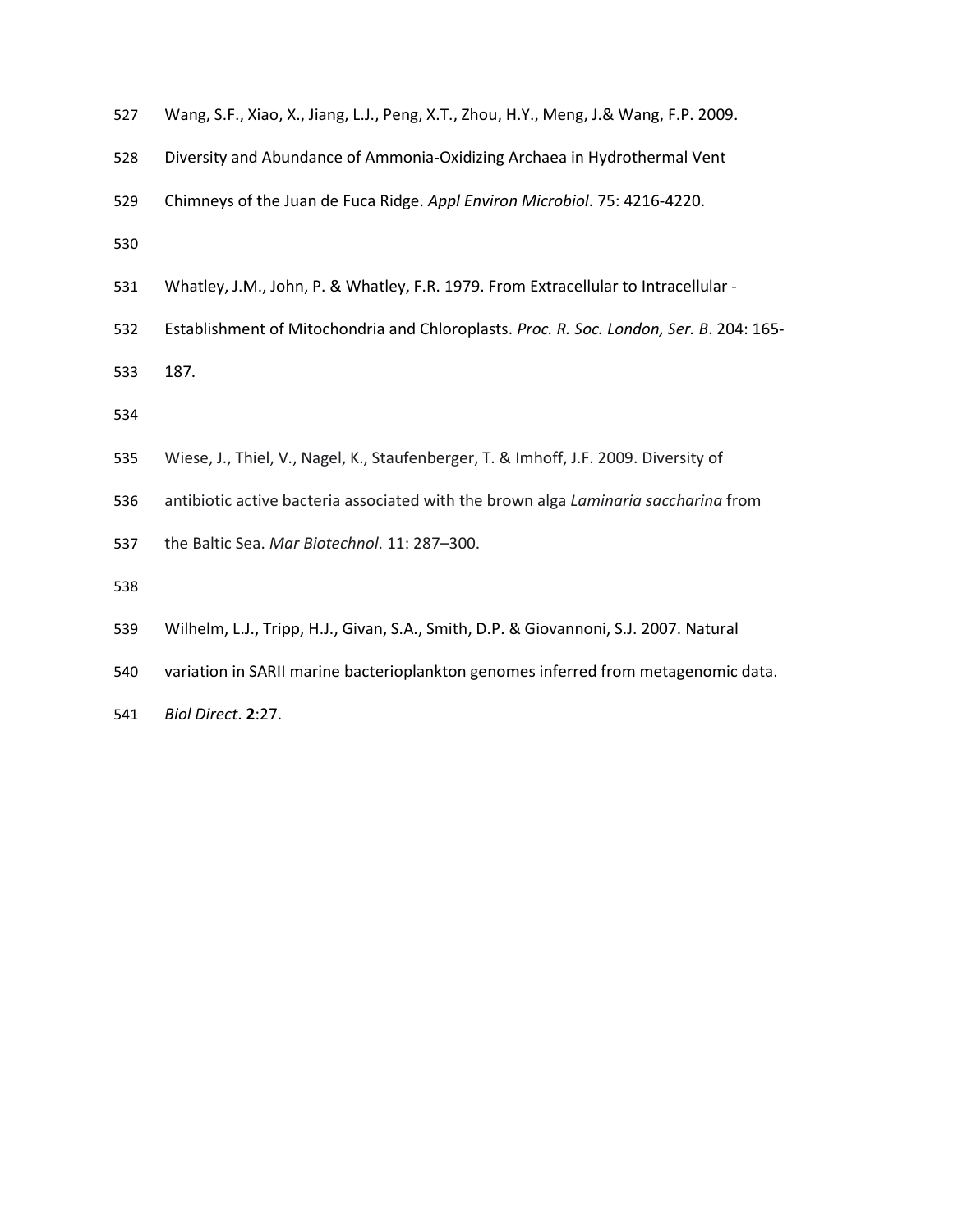Wang, S.F., Xiao, X., Jiang, L.J., Peng, X.T., Zhou, H.Y., Meng, J.& Wang, F.P. 2009. Diversity and Abundance of Ammonia-Oxidizing Archaea in Hydrothermal Vent Chimneys of the Juan de Fuca Ridge. *Appl Environ Microbiol*. 75: 4216-4220.

Whatley, J.M., John, P. & Whatley, F.R. 1979. From Extracellular to Intracellular - Establishment of Mitochondria and Chloroplasts. *Proc. R. Soc. London, Ser. B*. 204: 165-187.

Wiese, J., Thiel, V., Nagel, K., Staufenberger, T. & Imhoff, J.F. 2009. Diversity of antibiotic active bacteria associated with the brown alga *Laminaria saccharina* from the Baltic Sea. *Mar Biotechnol*. 11: 287–300.

Wilhelm, L.J., Tripp, H.J., Givan, S.A., Smith, D.P. & Giovannoni, S.J. 2007. Natural variation in SARII marine bacterioplankton genomes inferred from metagenomic data. *Biol Direct*. **2**:27.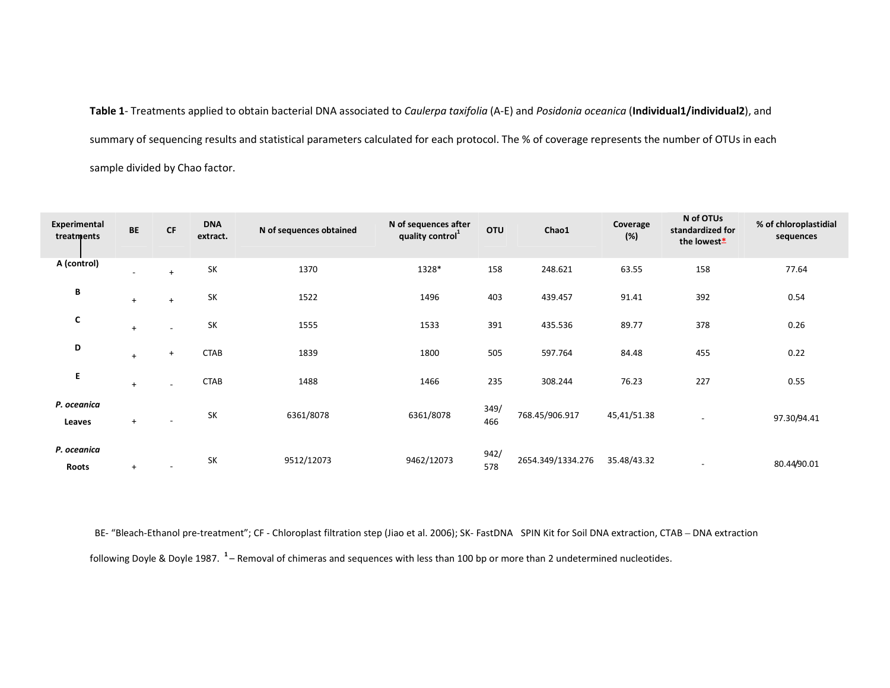**Table 1**- Treatments applied to obtain bacterial DNA associated to *Caulerpa taxifolia* (A-E) and *Posidonia oceanica* (**Individual1/individual2**), and summary of sequencing results and statistical parameters calculated for each protocol. The % of coverage represents the number of OTUs in each sample divided by Chao factor.

| Experimental treatments | BE | CF | DNA extract. | N of sequences obtained | N of sequences after quality control[1] | OTU | Chao1 | Coverage (%) | N of OTUs standardized for the lowest* | % of chloroplastidial sequences |
|---|---|---|---|---|---|---|---|---|---|---|
| A (control) | - | + | SK | 1370 | 1328* | 158 | 248.621 | 63.55 | 158 | 77.64 |
| B | + | + | SK | 1522 | 1496 | 403 | 439.457 | 91.41 | 392 | 0.54 |
| C | + | - | SK | 1555 | 1533 | 391 | 435.536 | 89.77 | 378 | 0.26 |
| D | + | + | CTAB | 1839 | 1800 | 505 | 597.764 | 84.48 | 455 | 0.22 |
| E | + | - | CTAB | 1488 | 1466 | 235 | 308.244 | 76.23 | 227 | 0.55 |
| ***P. oceanica* Leaves** | + | - | SK | 6361/8078 | 6361/8078 | 349/466 | 768.45/906.917 | 45,41/51.38 | - | 97.30/94.41 |
| ***P. oceanica* Roots** | + | - | SK | 9512/12073 | 9462/12073 | 942/578 | 2654.349/1334.276 | 35.48/43.32 | - | 80.44/90.01 |

BE- "Bleach-Ethanol pre-treatment"; CF - Chloroplast filtration step (Jiao et al. 2006); SK- FastDNA SPIN Kit for Soil DNA extraction, CTAB – DNA extraction following Doyle & Doyle 1987. [1] – Removal of chimeras and sequences with less than 100 bp or more than 2 undetermined nucleotides.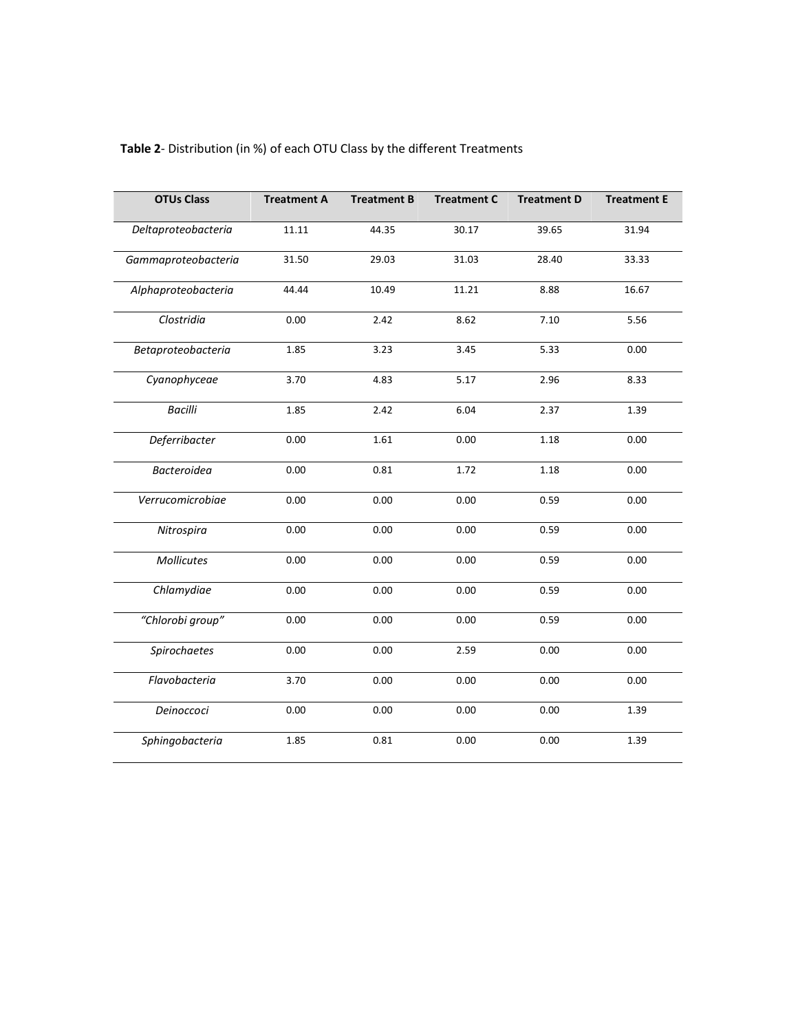**Table 2**- Distribution (in %) of each OTU Class by the different Treatments

| OTUs Class | Treatment A | Treatment B | Treatment C | Treatment D | Treatment E |
|---|---|---|---|---|---|
| *Deltaproteobacteria* | 11.11 | 44.35 | 30.17 | 39.65 | 31.94 |
| *Gammaproteobacteria* | 31.50 | 29.03 | 31.03 | 28.40 | 33.33 |
| *Alphaproteobacteria* | 44.44 | 10.49 | 11.21 | 8.88 | 16.67 |
| *Clostridia* | 0.00 | 2.42 | 8.62 | 7.10 | 5.56 |
| *Betaproteobacteria* | 1.85 | 3.23 | 3.45 | 5.33 | 0.00 |
| *Cyanophyceae* | 3.70 | 4.83 | 5.17 | 2.96 | 8.33 |
| *Bacilli* | 1.85 | 2.42 | 6.04 | 2.37 | 1.39 |
| *Deferribacter* | 0.00 | 1.61 | 0.00 | 1.18 | 0.00 |
| *Bacteroidea* | 0.00 | 0.81 | 1.72 | 1.18 | 0.00 |
| *Verrucomicrobiae* | 0.00 | 0.00 | 0.00 | 0.59 | 0.00 |
| *Nitrospira* | 0.00 | 0.00 | 0.00 | 0.59 | 0.00 |
| *Mollicutes* | 0.00 | 0.00 | 0.00 | 0.59 | 0.00 |
| *Chlamydiae* | 0.00 | 0.00 | 0.00 | 0.59 | 0.00 |
| *"Chlorobi group"* | 0.00 | 0.00 | 0.00 | 0.59 | 0.00 |
| *Spirochaetes* | 0.00 | 0.00 | 2.59 | 0.00 | 0.00 |
| *Flavobacteria* | 3.70 | 0.00 | 0.00 | 0.00 | 0.00 |
| *Deinoccoci* | 0.00 | 0.00 | 0.00 | 0.00 | 1.39 |
| *Sphingobacteria* | 1.85 | 0.81 | 0.00 | 0.00 | 1.39 |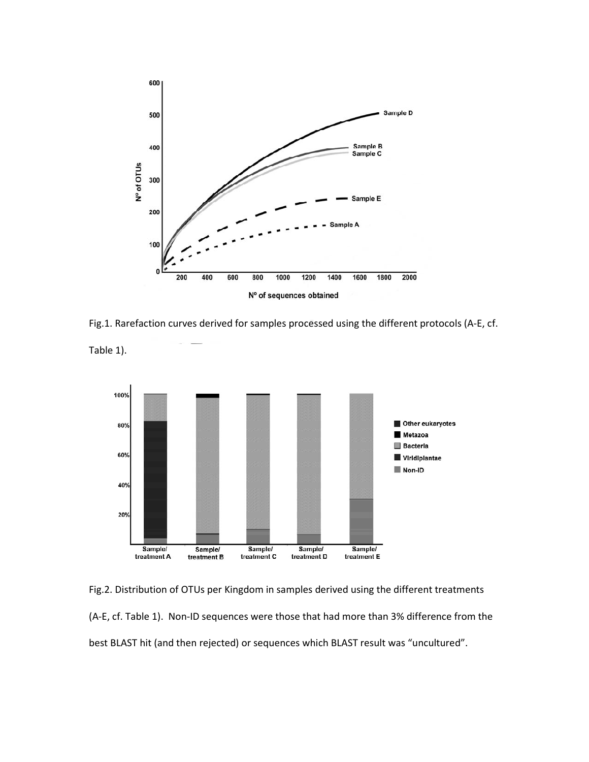Fig.1. Rarefaction curves derived for samples processed using the different protocols (A-E, cf. Table 1).

Fig.2. Distribution of OTUs per Kingdom in samples derived using the different treatments (A-E, cf. Table 1). Non-ID sequences were those that had more than 3% difference from the best BLAST hit (and then rejected) or sequences which BLAST result was "uncultured".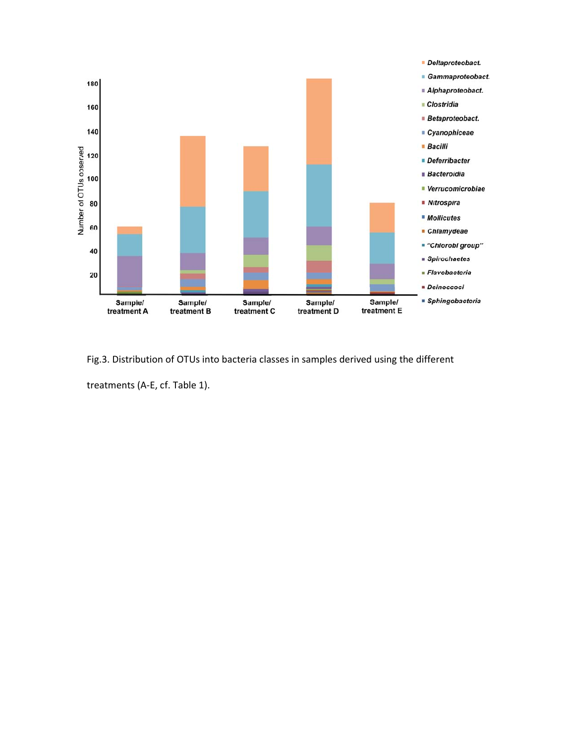Number of OTUs observed

180
160
140
120
100
80
60
40
20

Sample/ treatment A
Sample/ treatment B
Sample/ treatment C
Sample/ treatment D
Sample/ treatment E

*Deltaproteobact.*
*Gammaproteobact.*
*Alphaproteobact.*
*Clostridia*
*Betaproteobact.*
*Cyanophiceae*
*Bacilli*
*Deferribacter*
*Bacteroidia*
*Verrucomicrobiae*
*Nitrospira*
*Mollicutes*
*Chlamydeae*
*"Chlorobi group"*
*Spirochaetes*
*Flavobacteria*
*Deinoccoci*
*Sphingobacteria*

Fig.3. Distribution of OTUs into bacteria classes in samples derived using the different treatments (A-E, cf. Table 1).